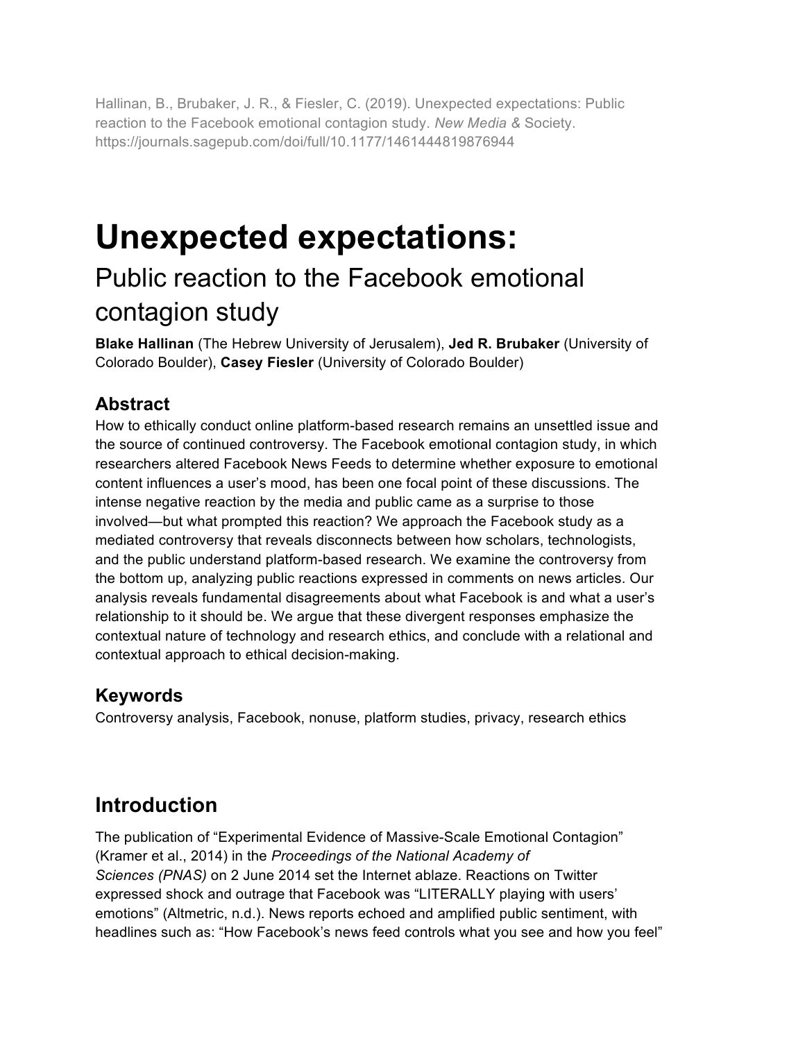Hallinan, B., Brubaker, J. R., & Fiesler, C. (2019). Unexpected expectations: Public reaction to the Facebook emotional contagion study. *New Media &* Society. https://journals.sagepub.com/doi/full/10.1177/1461444819876944

# Unexpected expectations:

## Public reaction to the Facebook emotional contagion study

**Blake Hallinan** (The Hebrew University of Jerusalem), **Jed R. Brubaker** (University of Colorado Boulder), **Casey Fiesler** (University of Colorado Boulder)

### Abstract

How to ethically conduct online platform-based research remains an unsettled issue and the source of continued controversy. The Facebook emotional contagion study, in which researchers altered Facebook News Feeds to determine whether exposure to emotional content influences a user's mood, has been one focal point of these discussions. The intense negative reaction by the media and public came as a surprise to those involved—but what prompted this reaction? We approach the Facebook study as a mediated controversy that reveals disconnects between how scholars, technologists, and the public understand platform-based research. We examine the controversy from the bottom up, analyzing public reactions expressed in comments on news articles. Our analysis reveals fundamental disagreements about what Facebook is and what a user's relationship to it should be. We argue that these divergent responses emphasize the contextual nature of technology and research ethics, and conclude with a relational and contextual approach to ethical decision-making.

### Keywords

Controversy analysis, Facebook, nonuse, platform studies, privacy, research ethics

## Introduction

The publication of "Experimental Evidence of Massive-Scale Emotional Contagion" (Kramer et al., 2014) in the *Proceedings of the National Academy of Sciences (PNAS)* on 2 June 2014 set the Internet ablaze. Reactions on Twitter expressed shock and outrage that Facebook was "LITERALLY playing with users' emotions" (Altmetric, n.d.). News reports echoed and amplified public sentiment, with headlines such as: "How Facebook's news feed controls what you see and how you feel"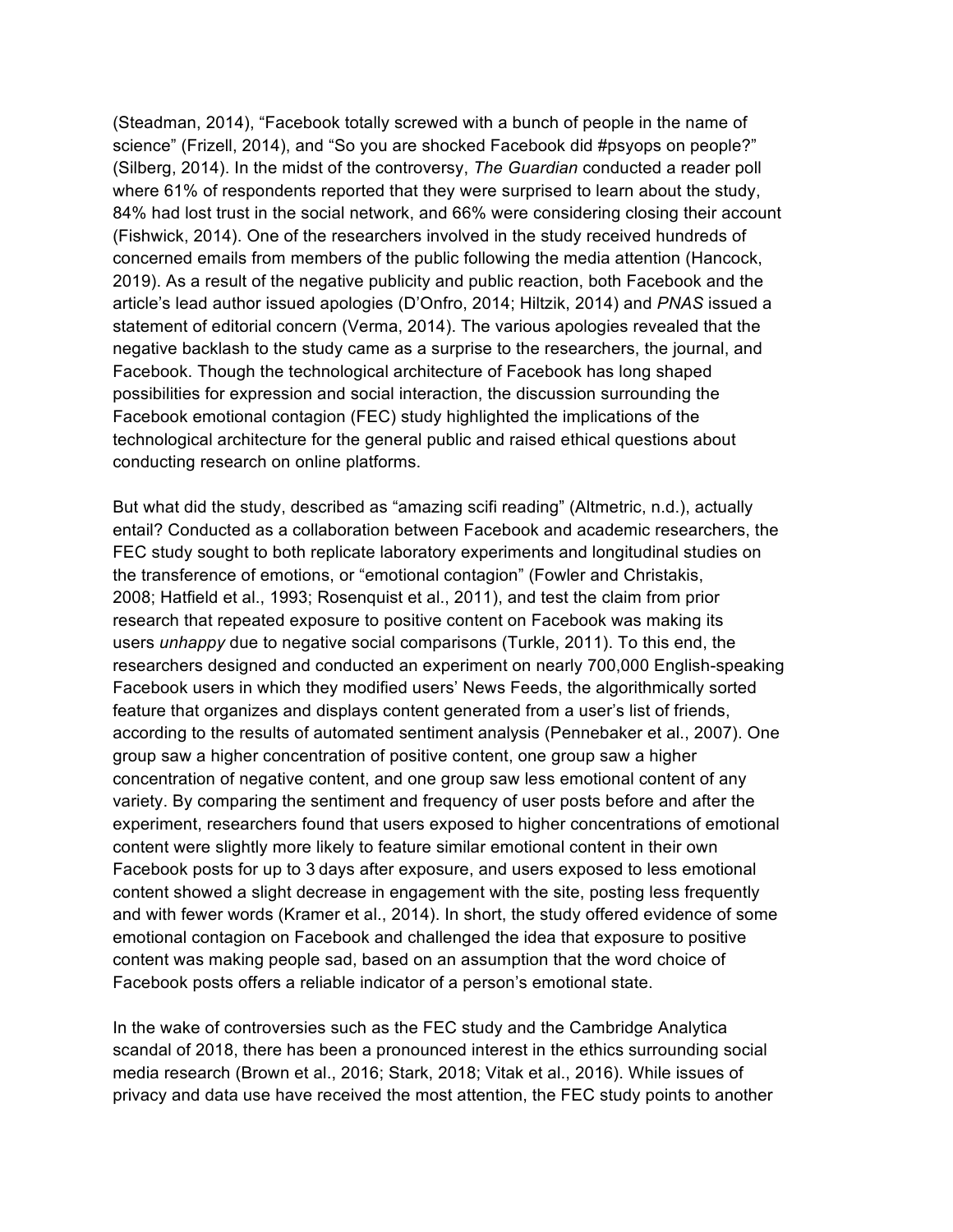(Steadman, 2014), “Facebook totally screwed with a bunch of people in the name of science” (Frizell, 2014), and “So you are shocked Facebook did #psyops on people?” (Silberg, 2014). In the midst of the controversy, *The Guardian* conducted a reader poll where 61% of respondents reported that they were surprised to learn about the study, 84% had lost trust in the social network, and 66% were considering closing their account (Fishwick, 2014). One of the researchers involved in the study received hundreds of concerned emails from members of the public following the media attention (Hancock, 2019). As a result of the negative publicity and public reaction, both Facebook and the article’s lead author issued apologies (D’Onfro, 2014; Hiltzik, 2014) and *PNAS* issued a statement of editorial concern (Verma, 2014). The various apologies revealed that the negative backlash to the study came as a surprise to the researchers, the journal, and Facebook. Though the technological architecture of Facebook has long shaped possibilities for expression and social interaction, the discussion surrounding the Facebook emotional contagion (FEC) study highlighted the implications of the technological architecture for the general public and raised ethical questions about conducting research on online platforms.

But what did the study, described as “amazing scifi reading” (Altmetric, n.d.), actually entail? Conducted as a collaboration between Facebook and academic researchers, the FEC study sought to both replicate laboratory experiments and longitudinal studies on the transference of emotions, or “emotional contagion” (Fowler and Christakis, 2008; Hatfield et al., 1993; Rosenquist et al., 2011), and test the claim from prior research that repeated exposure to positive content on Facebook was making its users *unhappy* due to negative social comparisons (Turkle, 2011). To this end, the researchers designed and conducted an experiment on nearly 700,000 English-speaking Facebook users in which they modified users’ News Feeds, the algorithmically sorted feature that organizes and displays content generated from a user’s list of friends, according to the results of automated sentiment analysis (Pennebaker et al., 2007). One group saw a higher concentration of positive content, one group saw a higher concentration of negative content, and one group saw less emotional content of any variety. By comparing the sentiment and frequency of user posts before and after the experiment, researchers found that users exposed to higher concentrations of emotional content were slightly more likely to feature similar emotional content in their own Facebook posts for up to 3 days after exposure, and users exposed to less emotional content showed a slight decrease in engagement with the site, posting less frequently and with fewer words (Kramer et al., 2014). In short, the study offered evidence of some emotional contagion on Facebook and challenged the idea that exposure to positive content was making people sad, based on an assumption that the word choice of Facebook posts offers a reliable indicator of a person’s emotional state.

In the wake of controversies such as the FEC study and the Cambridge Analytica scandal of 2018, there has been a pronounced interest in the ethics surrounding social media research (Brown et al., 2016; Stark, 2018; Vitak et al., 2016). While issues of privacy and data use have received the most attention, the FEC study points to another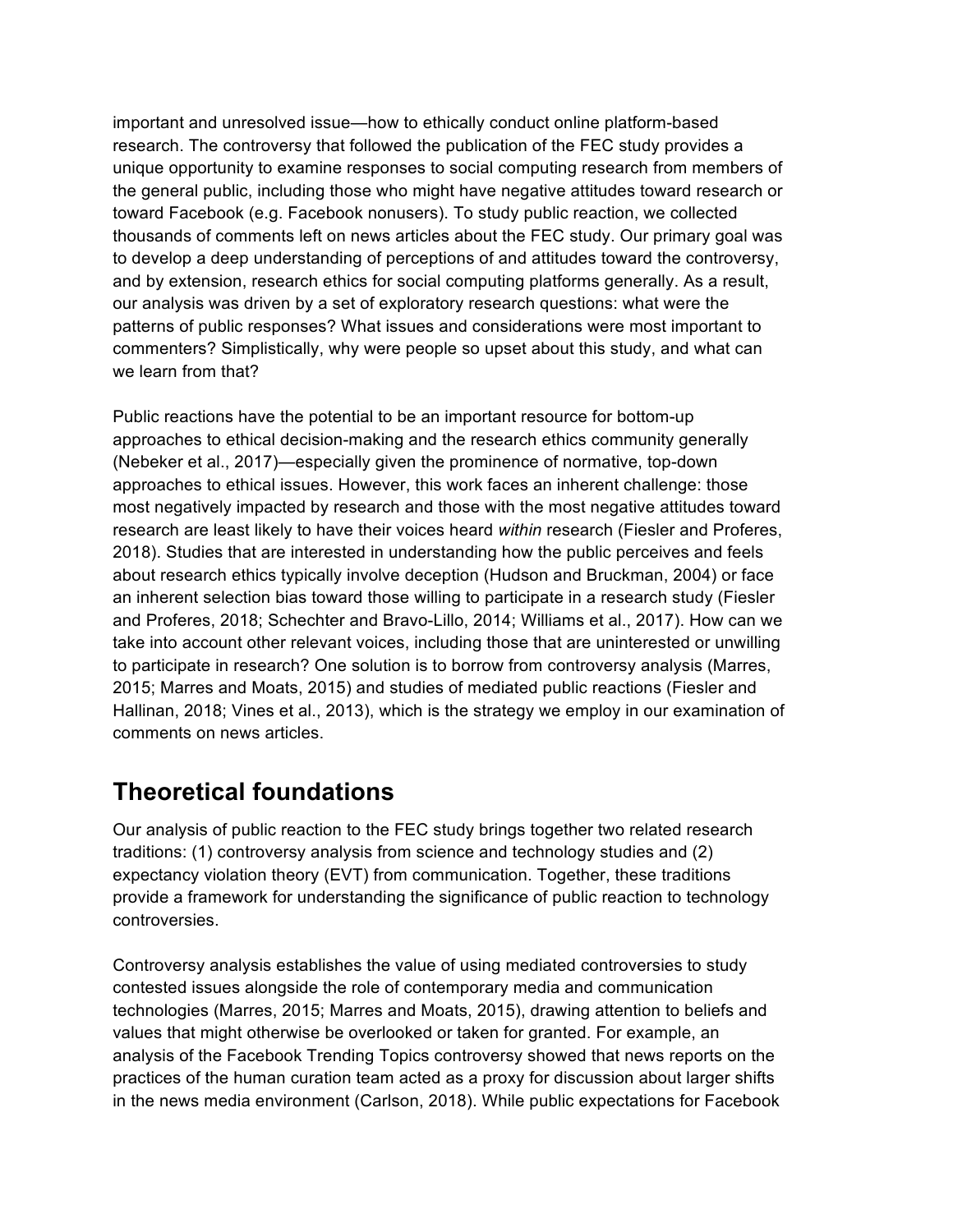important and unresolved issue—how to ethically conduct online platform-based research. The controversy that followed the publication of the FEC study provides a unique opportunity to examine responses to social computing research from members of the general public, including those who might have negative attitudes toward research or toward Facebook (e.g. Facebook nonusers). To study public reaction, we collected thousands of comments left on news articles about the FEC study. Our primary goal was to develop a deep understanding of perceptions of and attitudes toward the controversy, and by extension, research ethics for social computing platforms generally. As a result, our analysis was driven by a set of exploratory research questions: what were the patterns of public responses? What issues and considerations were most important to commenters? Simplistically, why were people so upset about this study, and what can we learn from that?

Public reactions have the potential to be an important resource for bottom-up approaches to ethical decision-making and the research ethics community generally (Nebeker et al., 2017)—especially given the prominence of normative, top-down approaches to ethical issues. However, this work faces an inherent challenge: those most negatively impacted by research and those with the most negative attitudes toward research are least likely to have their voices heard *within* research (Fiesler and Proferes, 2018). Studies that are interested in understanding how the public perceives and feels about research ethics typically involve deception (Hudson and Bruckman, 2004) or face an inherent selection bias toward those willing to participate in a research study (Fiesler and Proferes, 2018; Schechter and Bravo-Lillo, 2014; Williams et al., 2017). How can we take into account other relevant voices, including those that are uninterested or unwilling to participate in research? One solution is to borrow from controversy analysis (Marres, 2015; Marres and Moats, 2015) and studies of mediated public reactions (Fiesler and Hallinan, 2018; Vines et al., 2013), which is the strategy we employ in our examination of comments on news articles.

## Theoretical foundations

Our analysis of public reaction to the FEC study brings together two related research traditions: (1) controversy analysis from science and technology studies and (2) expectancy violation theory (EVT) from communication. Together, these traditions provide a framework for understanding the significance of public reaction to technology controversies.

Controversy analysis establishes the value of using mediated controversies to study contested issues alongside the role of contemporary media and communication technologies (Marres, 2015; Marres and Moats, 2015), drawing attention to beliefs and values that might otherwise be overlooked or taken for granted. For example, an analysis of the Facebook Trending Topics controversy showed that news reports on the practices of the human curation team acted as a proxy for discussion about larger shifts in the news media environment (Carlson, 2018). While public expectations for Facebook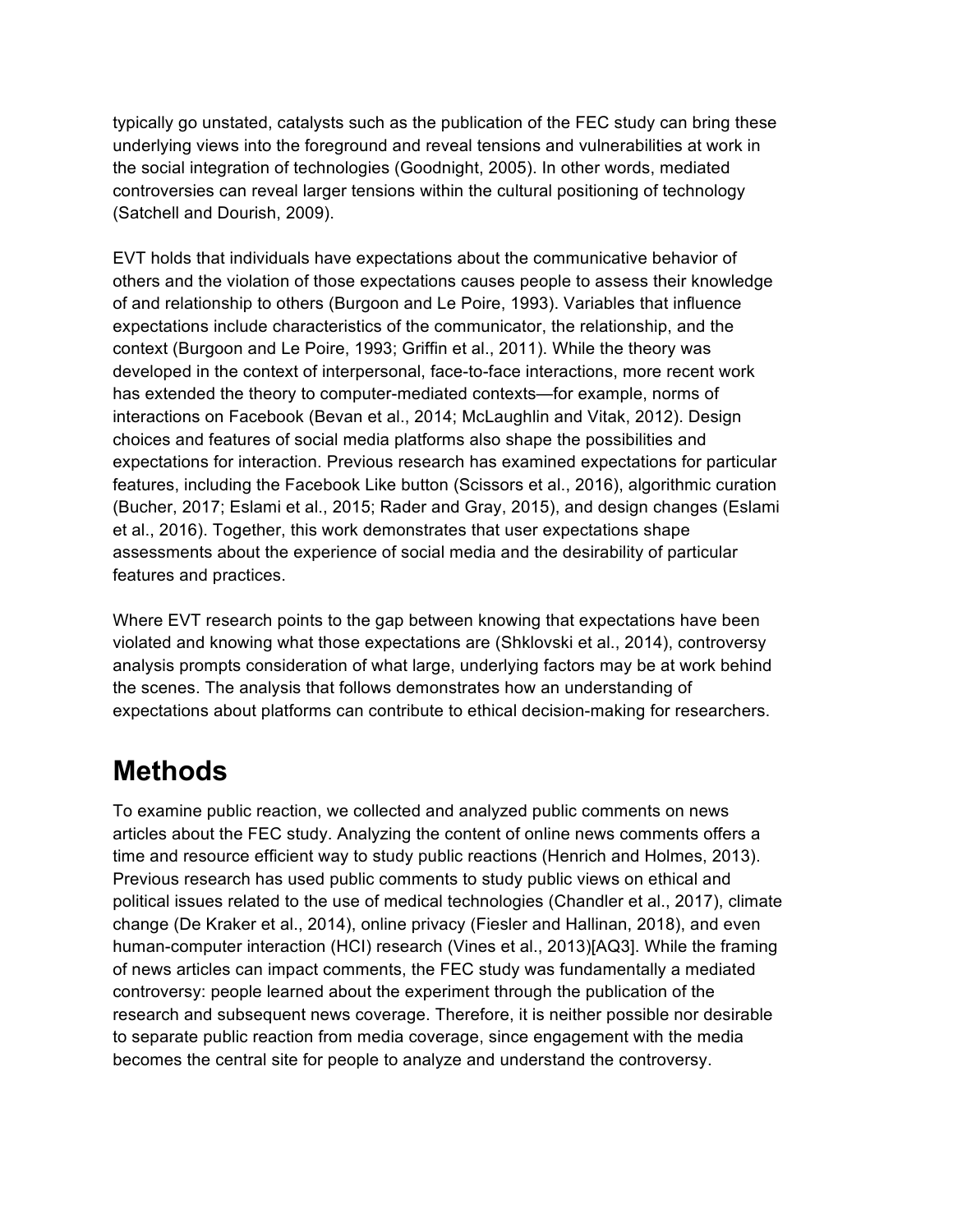typically go unstated, catalysts such as the publication of the FEC study can bring these underlying views into the foreground and reveal tensions and vulnerabilities at work in the social integration of technologies (Goodnight, 2005). In other words, mediated controversies can reveal larger tensions within the cultural positioning of technology (Satchell and Dourish, 2009).

EVT holds that individuals have expectations about the communicative behavior of others and the violation of those expectations causes people to assess their knowledge of and relationship to others (Burgoon and Le Poire, 1993). Variables that influence expectations include characteristics of the communicator, the relationship, and the context (Burgoon and Le Poire, 1993; Griffin et al., 2011). While the theory was developed in the context of interpersonal, face-to-face interactions, more recent work has extended the theory to computer-mediated contexts—for example, norms of interactions on Facebook (Bevan et al., 2014; McLaughlin and Vitak, 2012). Design choices and features of social media platforms also shape the possibilities and expectations for interaction. Previous research has examined expectations for particular features, including the Facebook Like button (Scissors et al., 2016), algorithmic curation (Bucher, 2017; Eslami et al., 2015; Rader and Gray, 2015), and design changes (Eslami et al., 2016). Together, this work demonstrates that user expectations shape assessments about the experience of social media and the desirability of particular features and practices.

Where EVT research points to the gap between knowing that expectations have been violated and knowing what those expectations are (Shklovski et al., 2014), controversy analysis prompts consideration of what large, underlying factors may be at work behind the scenes. The analysis that follows demonstrates how an understanding of expectations about platforms can contribute to ethical decision-making for researchers.

# Methods

To examine public reaction, we collected and analyzed public comments on news articles about the FEC study. Analyzing the content of online news comments offers a time and resource efficient way to study public reactions (Henrich and Holmes, 2013). Previous research has used public comments to study public views on ethical and political issues related to the use of medical technologies (Chandler et al., 2017), climate change (De Kraker et al., 2014), online privacy (Fiesler and Hallinan, 2018), and even human-computer interaction (HCI) research (Vines et al., 2013)[AQ3]. While the framing of news articles can impact comments, the FEC study was fundamentally a mediated controversy: people learned about the experiment through the publication of the research and subsequent news coverage. Therefore, it is neither possible nor desirable to separate public reaction from media coverage, since engagement with the media becomes the central site for people to analyze and understand the controversy.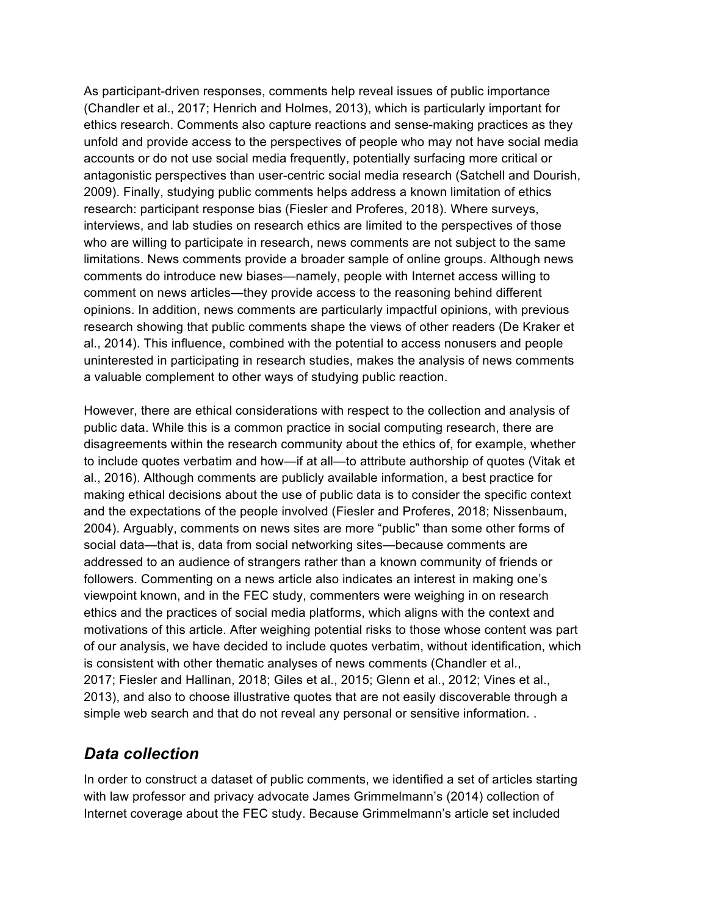As participant-driven responses, comments help reveal issues of public importance (Chandler et al., 2017; Henrich and Holmes, 2013), which is particularly important for ethics research. Comments also capture reactions and sense-making practices as they unfold and provide access to the perspectives of people who may not have social media accounts or do not use social media frequently, potentially surfacing more critical or antagonistic perspectives than user-centric social media research (Satchell and Dourish, 2009). Finally, studying public comments helps address a known limitation of ethics research: participant response bias (Fiesler and Proferes, 2018). Where surveys, interviews, and lab studies on research ethics are limited to the perspectives of those who are willing to participate in research, news comments are not subject to the same limitations. News comments provide a broader sample of online groups. Although news comments do introduce new biases—namely, people with Internet access willing to comment on news articles—they provide access to the reasoning behind different opinions. In addition, news comments are particularly impactful opinions, with previous research showing that public comments shape the views of other readers (De Kraker et al., 2014). This influence, combined with the potential to access nonusers and people uninterested in participating in research studies, makes the analysis of news comments a valuable complement to other ways of studying public reaction.

However, there are ethical considerations with respect to the collection and analysis of public data. While this is a common practice in social computing research, there are disagreements within the research community about the ethics of, for example, whether to include quotes verbatim and how—if at all—to attribute authorship of quotes (Vitak et al., 2016). Although comments are publicly available information, a best practice for making ethical decisions about the use of public data is to consider the specific context and the expectations of the people involved (Fiesler and Proferes, 2018; Nissenbaum, 2004). Arguably, comments on news sites are more "public" than some other forms of social data—that is, data from social networking sites—because comments are addressed to an audience of strangers rather than a known community of friends or followers. Commenting on a news article also indicates an interest in making one's viewpoint known, and in the FEC study, commenters were weighing in on research ethics and the practices of social media platforms, which aligns with the context and motivations of this article. After weighing potential risks to those whose content was part of our analysis, we have decided to include quotes verbatim, without identification, which is consistent with other thematic analyses of news comments (Chandler et al., 2017; Fiesler and Hallinan, 2018; Giles et al., 2015; Glenn et al., 2012; Vines et al., 2013), and also to choose illustrative quotes that are not easily discoverable through a simple web search and that do not reveal any personal or sensitive information. .

## *Data collection*

In order to construct a dataset of public comments, we identified a set of articles starting with law professor and privacy advocate James Grimmelmann's (2014) collection of Internet coverage about the FEC study. Because Grimmelmann's article set included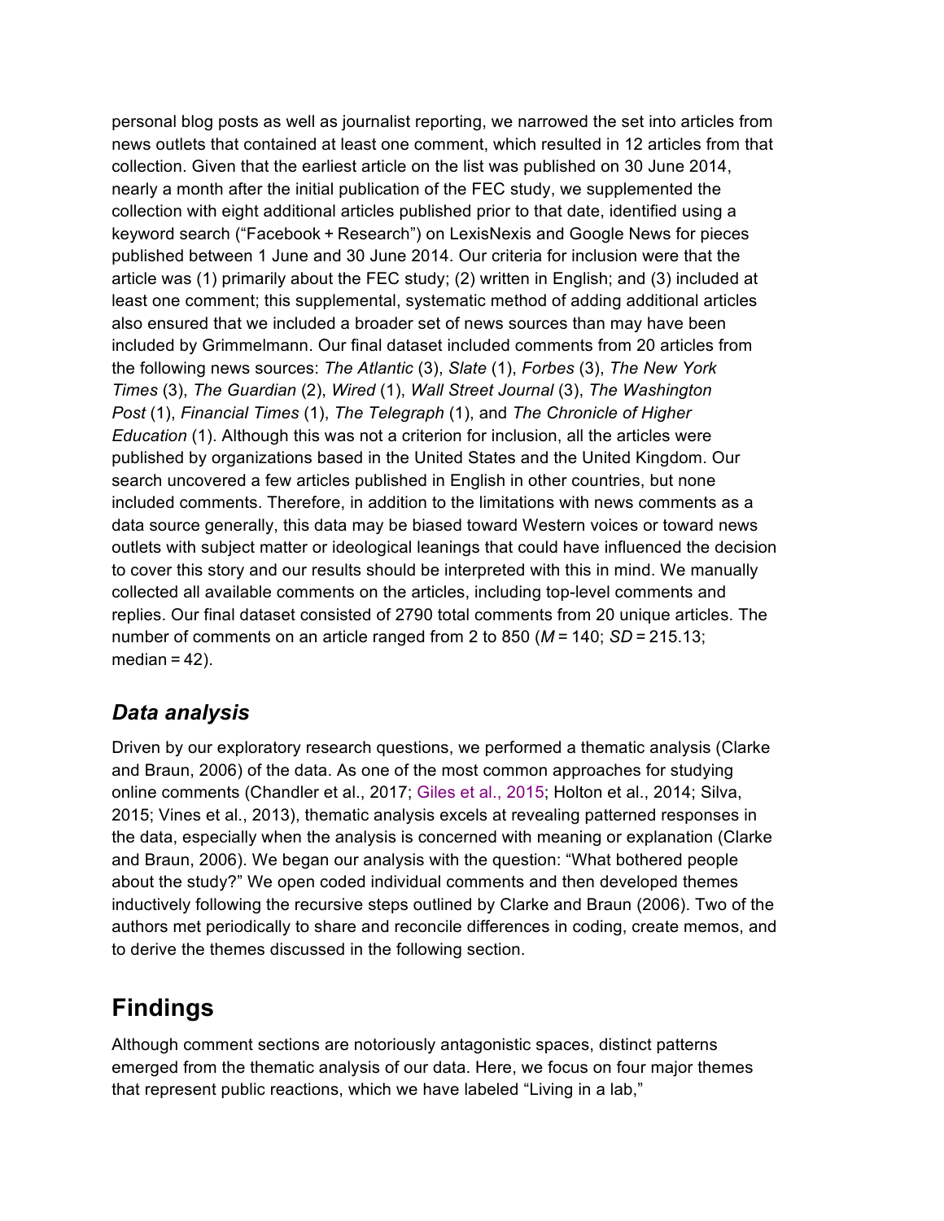personal blog posts as well as journalist reporting, we narrowed the set into articles from news outlets that contained at least one comment, which resulted in 12 articles from that collection. Given that the earliest article on the list was published on 30 June 2014, nearly a month after the initial publication of the FEC study, we supplemented the collection with eight additional articles published prior to that date, identified using a keyword search ("Facebook + Research") on LexisNexis and Google News for pieces published between 1 June and 30 June 2014. Our criteria for inclusion were that the article was (1) primarily about the FEC study; (2) written in English; and (3) included at least one comment; this supplemental, systematic method of adding additional articles also ensured that we included a broader set of news sources than may have been included by Grimmelmann. Our final dataset included comments from 20 articles from the following news sources: *The Atlantic* (3), *Slate* (1), *Forbes* (3), *The New York Times* (3), *The Guardian* (2), *Wired* (1), *Wall Street Journal* (3), *The Washington Post* (1), *Financial Times* (1), *The Telegraph* (1), and *The Chronicle of Higher Education* (1). Although this was not a criterion for inclusion, all the articles were published by organizations based in the United States and the United Kingdom. Our search uncovered a few articles published in English in other countries, but none included comments. Therefore, in addition to the limitations with news comments as a data source generally, this data may be biased toward Western voices or toward news outlets with subject matter or ideological leanings that could have influenced the decision to cover this story and our results should be interpreted with this in mind. We manually collected all available comments on the articles, including top-level comments and replies. Our final dataset consisted of 2790 total comments from 20 unique articles. The number of comments on an article ranged from 2 to 850 ($M = 140$; $SD = 215.13$; median = 42).

### *Data analysis*

Driven by our exploratory research questions, we performed a thematic analysis (Clarke and Braun, 2006) of the data. As one of the most common approaches for studying online comments (Chandler et al., 2017; Giles et al., 2015; Holton et al., 2014; Silva, 2015; Vines et al., 2013), thematic analysis excels at revealing patterned responses in the data, especially when the analysis is concerned with meaning or explanation (Clarke and Braun, 2006). We began our analysis with the question: "What bothered people about the study?" We open coded individual comments and then developed themes inductively following the recursive steps outlined by Clarke and Braun (2006). Two of the authors met periodically to share and reconcile differences in coding, create memos, and to derive the themes discussed in the following section.

## Findings

Although comment sections are notoriously antagonistic spaces, distinct patterns emerged from the thematic analysis of our data. Here, we focus on four major themes that represent public reactions, which we have labeled "Living in a lab,"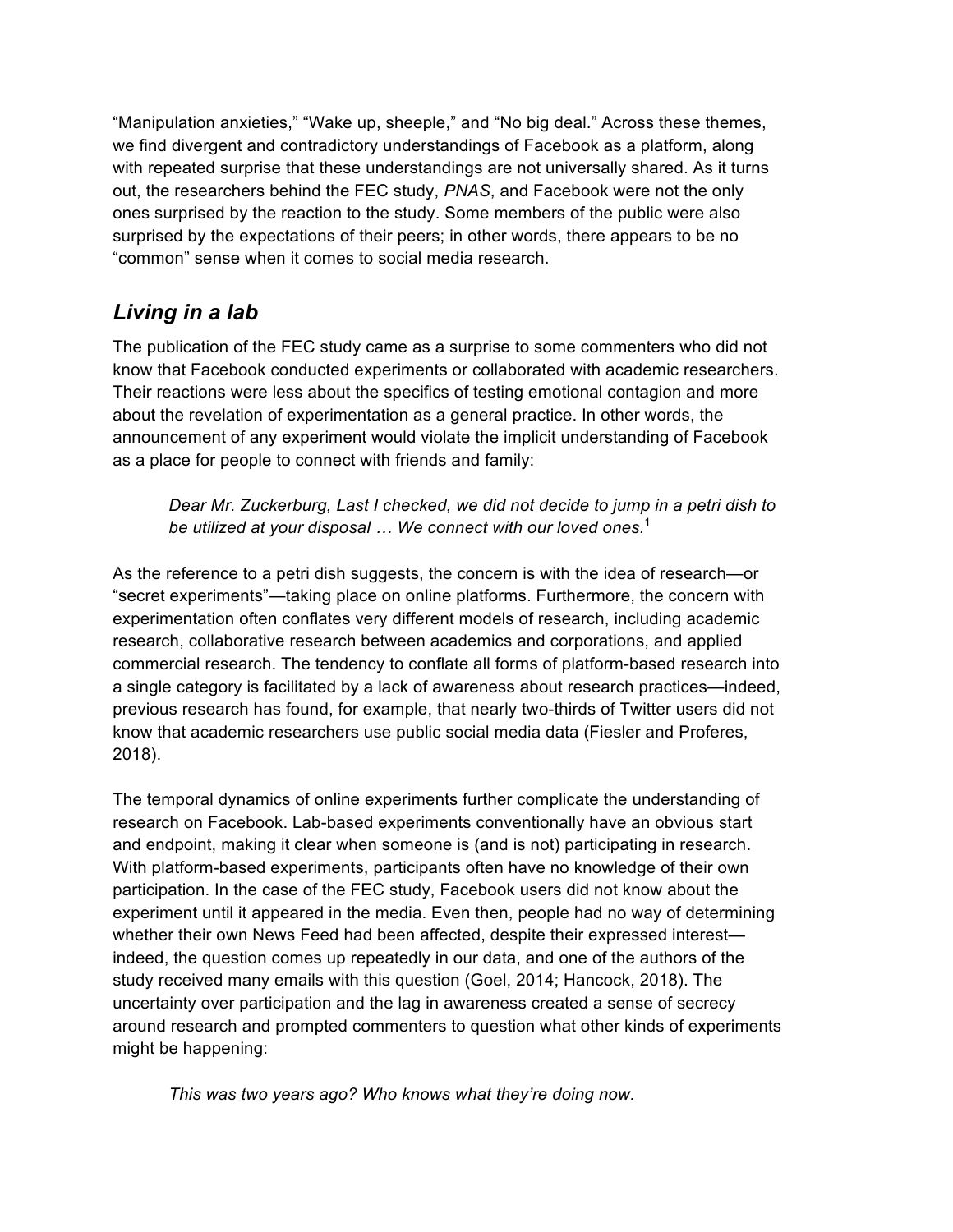"Manipulation anxieties," "Wake up, sheeple," and "No big deal." Across these themes, we find divergent and contradictory understandings of Facebook as a platform, along with repeated surprise that these understandings are not universally shared. As it turns out, the researchers behind the FEC study, *PNAS*, and Facebook were not the only ones surprised by the reaction to the study. Some members of the public were also surprised by the expectations of their peers; in other words, there appears to be no "common" sense when it comes to social media research.

## *Living in a lab*

The publication of the FEC study came as a surprise to some commenters who did not know that Facebook conducted experiments or collaborated with academic researchers. Their reactions were less about the specifics of testing emotional contagion and more about the revelation of experimentation as a general practice. In other words, the announcement of any experiment would violate the implicit understanding of Facebook as a place for people to connect with friends and family:

> *Dear Mr. Zuckerburg, Last I checked, we did not decide to jump in a petri dish to be utilized at your disposal … We connect with our loved ones.*[1]

As the reference to a petri dish suggests, the concern is with the idea of research—or "secret experiments"—taking place on online platforms. Furthermore, the concern with experimentation often conflates very different models of research, including academic research, collaborative research between academics and corporations, and applied commercial research. The tendency to conflate all forms of platform-based research into a single category is facilitated by a lack of awareness about research practices—indeed, previous research has found, for example, that nearly two-thirds of Twitter users did not know that academic researchers use public social media data (Fiesler and Proferes, 2018).

The temporal dynamics of online experiments further complicate the understanding of research on Facebook. Lab-based experiments conventionally have an obvious start and endpoint, making it clear when someone is (and is not) participating in research. With platform-based experiments, participants often have no knowledge of their own participation. In the case of the FEC study, Facebook users did not know about the experiment until it appeared in the media. Even then, people had no way of determining whether their own News Feed had been affected, despite their expressed interest—indeed, the question comes up repeatedly in our data, and one of the authors of the study received many emails with this question (Goel, 2014; Hancock, 2018). The uncertainty over participation and the lag in awareness created a sense of secrecy around research and prompted commenters to question what other kinds of experiments might be happening:

> *This was two years ago? Who knows what they're doing now.*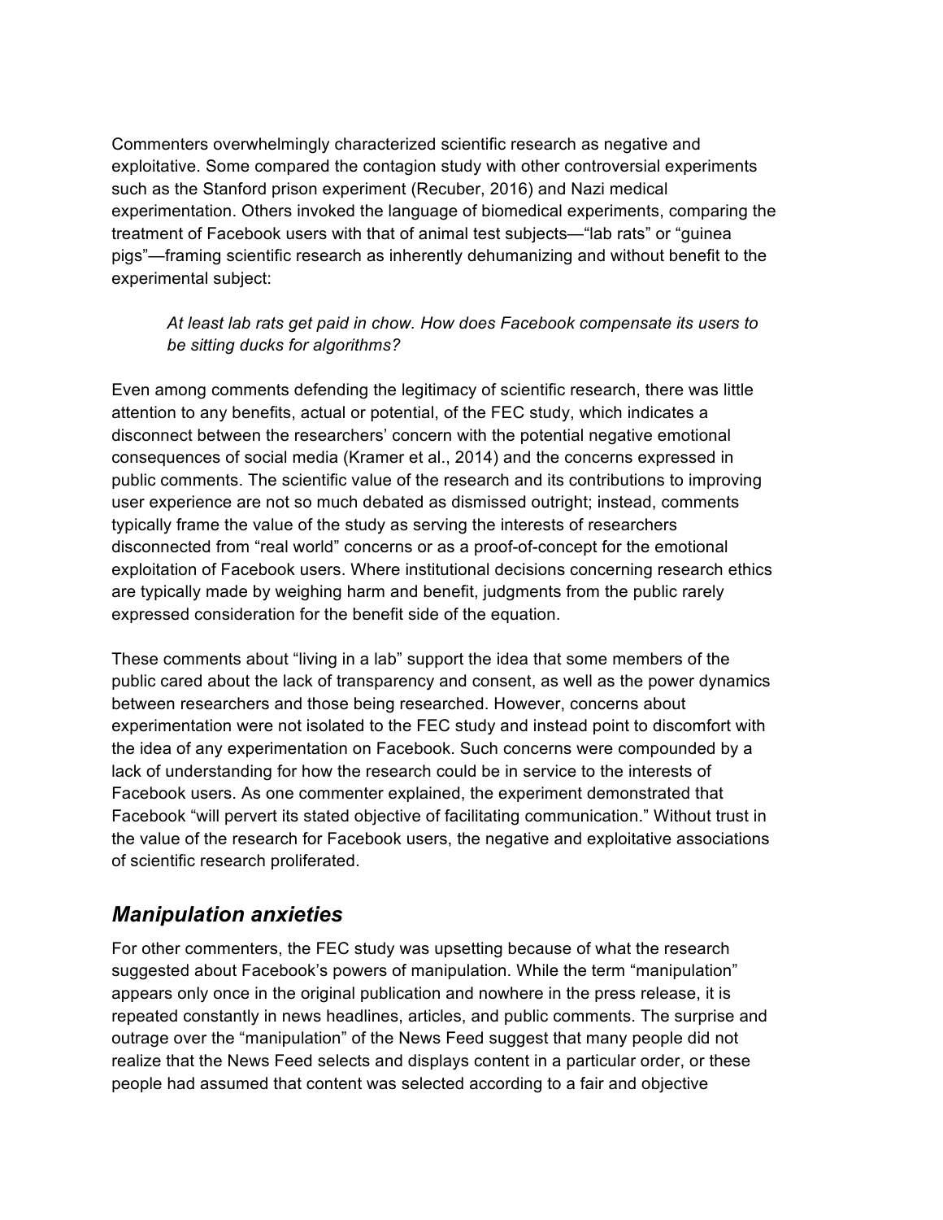Commenters overwhelmingly characterized scientific research as negative and exploitative. Some compared the contagion study with other controversial experiments such as the Stanford prison experiment (Recuber, 2016) and Nazi medical experimentation. Others invoked the language of biomedical experiments, comparing the treatment of Facebook users with that of animal test subjects—"lab rats" or "guinea pigs"—framing scientific research as inherently dehumanizing and without benefit to the experimental subject:

> *At least lab rats get paid in chow. How does Facebook compensate its users to be sitting ducks for algorithms?*

Even among comments defending the legitimacy of scientific research, there was little attention to any benefits, actual or potential, of the FEC study, which indicates a disconnect between the researchers' concern with the potential negative emotional consequences of social media (Kramer et al., 2014) and the concerns expressed in public comments. The scientific value of the research and its contributions to improving user experience are not so much debated as dismissed outright; instead, comments typically frame the value of the study as serving the interests of researchers disconnected from "real world" concerns or as a proof-of-concept for the emotional exploitation of Facebook users. Where institutional decisions concerning research ethics are typically made by weighing harm and benefit, judgments from the public rarely expressed consideration for the benefit side of the equation.

These comments about "living in a lab" support the idea that some members of the public cared about the lack of transparency and consent, as well as the power dynamics between researchers and those being researched. However, concerns about experimentation were not isolated to the FEC study and instead point to discomfort with the idea of any experimentation on Facebook. Such concerns were compounded by a lack of understanding for how the research could be in service to the interests of Facebook users. As one commenter explained, the experiment demonstrated that Facebook "will pervert its stated objective of facilitating communication." Without trust in the value of the research for Facebook users, the negative and exploitative associations of scientific research proliferated.

## *Manipulation anxieties*

For other commenters, the FEC study was upsetting because of what the research suggested about Facebook's powers of manipulation. While the term "manipulation" appears only once in the original publication and nowhere in the press release, it is repeated constantly in news headlines, articles, and public comments. The surprise and outrage over the "manipulation" of the News Feed suggest that many people did not realize that the News Feed selects and displays content in a particular order, or these people had assumed that content was selected according to a fair and objective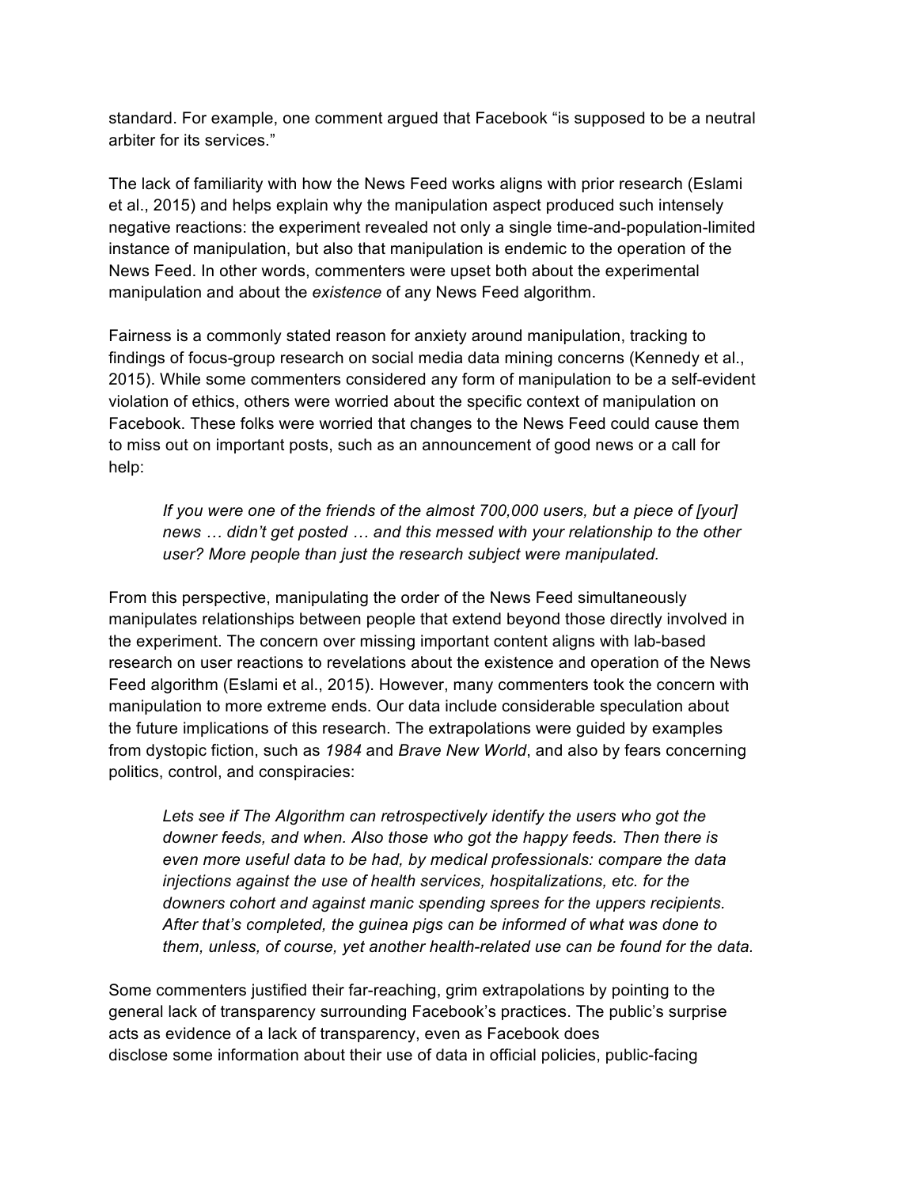standard. For example, one comment argued that Facebook "is supposed to be a neutral arbiter for its services."

The lack of familiarity with how the News Feed works aligns with prior research (Eslami et al., 2015) and helps explain why the manipulation aspect produced such intensely negative reactions: the experiment revealed not only a single time-and-population-limited instance of manipulation, but also that manipulation is endemic to the operation of the News Feed. In other words, commenters were upset both about the experimental manipulation and about the *existence* of any News Feed algorithm.

Fairness is a commonly stated reason for anxiety around manipulation, tracking to findings of focus-group research on social media data mining concerns (Kennedy et al., 2015). While some commenters considered any form of manipulation to be a self-evident violation of ethics, others were worried about the specific context of manipulation on Facebook. These folks were worried that changes to the News Feed could cause them to miss out on important posts, such as an announcement of good news or a call for help:

> *If you were one of the friends of the almost 700,000 users, but a piece of [your] news … didn't get posted … and this messed with your relationship to the other user? More people than just the research subject were manipulated.*

From this perspective, manipulating the order of the News Feed simultaneously manipulates relationships between people that extend beyond those directly involved in the experiment. The concern over missing important content aligns with lab-based research on user reactions to revelations about the existence and operation of the News Feed algorithm (Eslami et al., 2015). However, many commenters took the concern with manipulation to more extreme ends. Our data include considerable speculation about the future implications of this research. The extrapolations were guided by examples from dystopic fiction, such as *1984* and *Brave New World*, and also by fears concerning politics, control, and conspiracies:

> *Lets see if The Algorithm can retrospectively identify the users who got the downer feeds, and when. Also those who got the happy feeds. Then there is even more useful data to be had, by medical professionals: compare the data injections against the use of health services, hospitalizations, etc. for the downers cohort and against manic spending sprees for the uppers recipients. After that's completed, the guinea pigs can be informed of what was done to them, unless, of course, yet another health-related use can be found for the data.*

Some commenters justified their far-reaching, grim extrapolations by pointing to the general lack of transparency surrounding Facebook's practices. The public's surprise acts as evidence of a lack of transparency, even as Facebook does disclose some information about their use of data in official policies, public-facing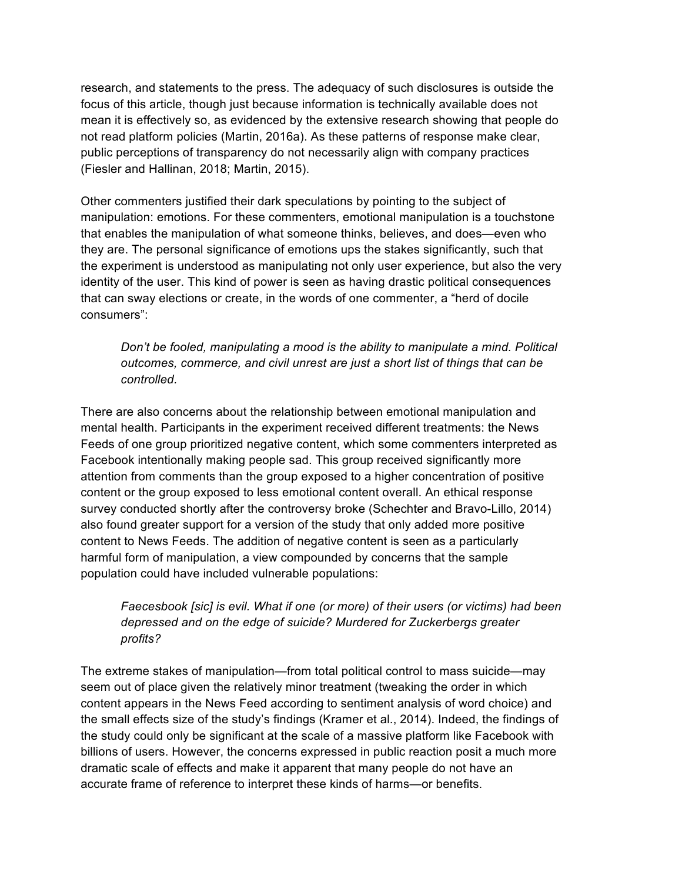research, and statements to the press. The adequacy of such disclosures is outside the focus of this article, though just because information is technically available does not mean it is effectively so, as evidenced by the extensive research showing that people do not read platform policies (Martin, 2016a). As these patterns of response make clear, public perceptions of transparency do not necessarily align with company practices (Fiesler and Hallinan, 2018; Martin, 2015).

Other commenters justified their dark speculations by pointing to the subject of manipulation: emotions. For these commenters, emotional manipulation is a touchstone that enables the manipulation of what someone thinks, believes, and does—even who they are. The personal significance of emotions ups the stakes significantly, such that the experiment is understood as manipulating not only user experience, but also the very identity of the user. This kind of power is seen as having drastic political consequences that can sway elections or create, in the words of one commenter, a "herd of docile consumers":

> *Don't be fooled, manipulating a mood is the ability to manipulate a mind. Political outcomes, commerce, and civil unrest are just a short list of things that can be controlled.*

There are also concerns about the relationship between emotional manipulation and mental health. Participants in the experiment received different treatments: the News Feeds of one group prioritized negative content, which some commenters interpreted as Facebook intentionally making people sad. This group received significantly more attention from comments than the group exposed to a higher concentration of positive content or the group exposed to less emotional content overall. An ethical response survey conducted shortly after the controversy broke (Schechter and Bravo-Lillo, 2014) also found greater support for a version of the study that only added more positive content to News Feeds. The addition of negative content is seen as a particularly harmful form of manipulation, a view compounded by concerns that the sample population could have included vulnerable populations:

> *Faecesbook [sic] is evil. What if one (or more) of their users (or victims) had been depressed and on the edge of suicide? Murdered for Zuckerbergs greater profits?*

The extreme stakes of manipulation—from total political control to mass suicide—may seem out of place given the relatively minor treatment (tweaking the order in which content appears in the News Feed according to sentiment analysis of word choice) and the small effects size of the study's findings (Kramer et al., 2014). Indeed, the findings of the study could only be significant at the scale of a massive platform like Facebook with billions of users. However, the concerns expressed in public reaction posit a much more dramatic scale of effects and make it apparent that many people do not have an accurate frame of reference to interpret these kinds of harms—or benefits.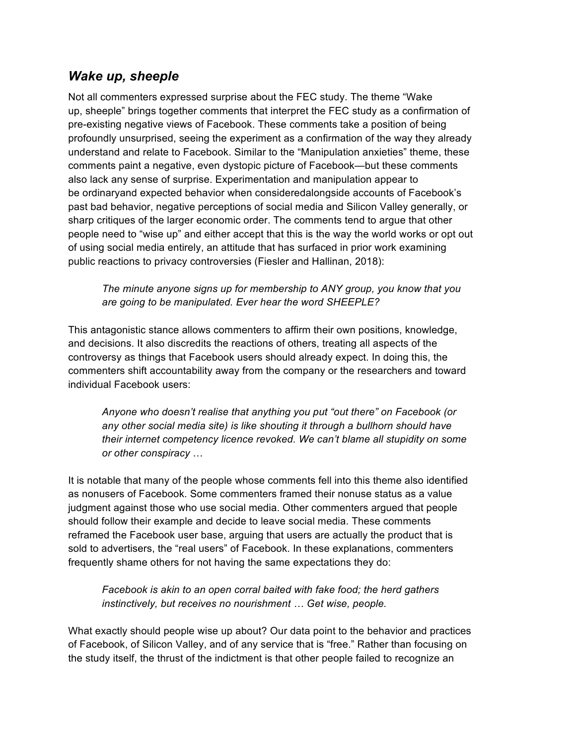### *Wake up, sheeple*

Not all commenters expressed surprise about the FEC study. The theme "Wake up, sheeple" brings together comments that interpret the FEC study as a confirmation of pre-existing negative views of Facebook. These comments take a position of being profoundly unsurprised, seeing the experiment as a confirmation of the way they already understand and relate to Facebook. Similar to the "Manipulation anxieties" theme, these comments paint a negative, even dystopic picture of Facebook—but these comments also lack any sense of surprise. Experimentation and manipulation appear to be ordinaryand expected behavior when consideredalongside accounts of Facebook's past bad behavior, negative perceptions of social media and Silicon Valley generally, or sharp critiques of the larger economic order. The comments tend to argue that other people need to "wise up" and either accept that this is the way the world works or opt out of using social media entirely, an attitude that has surfaced in prior work examining public reactions to privacy controversies (Fiesler and Hallinan, 2018):

> *The minute anyone signs up for membership to ANY group, you know that you are going to be manipulated. Ever hear the word SHEEPLE?*

This antagonistic stance allows commenters to affirm their own positions, knowledge, and decisions. It also discredits the reactions of others, treating all aspects of the controversy as things that Facebook users should already expect. In doing this, the commenters shift accountability away from the company or the researchers and toward individual Facebook users:

> *Anyone who doesn't realise that anything you put "out there" on Facebook (or any other social media site) is like shouting it through a bullhorn should have their internet competency licence revoked. We can't blame all stupidity on some or other conspiracy …*

It is notable that many of the people whose comments fell into this theme also identified as nonusers of Facebook. Some commenters framed their nonuse status as a value judgment against those who use social media. Other commenters argued that people should follow their example and decide to leave social media. These comments reframed the Facebook user base, arguing that users are actually the product that is sold to advertisers, the "real users" of Facebook. In these explanations, commenters frequently shame others for not having the same expectations they do:

> *Facebook is akin to an open corral baited with fake food; the herd gathers instinctively, but receives no nourishment … Get wise, people.*

What exactly should people wise up about? Our data point to the behavior and practices of Facebook, of Silicon Valley, and of any service that is "free." Rather than focusing on the study itself, the thrust of the indictment is that other people failed to recognize an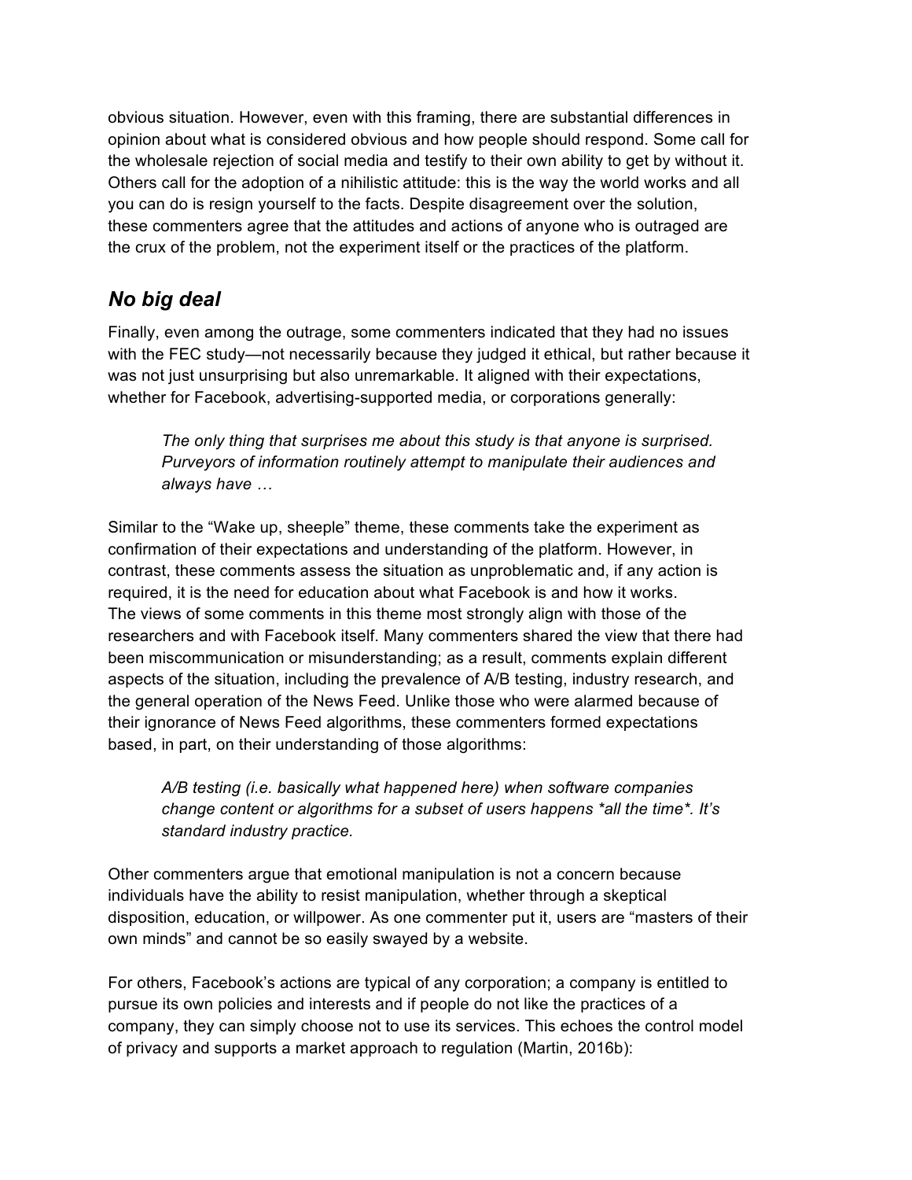obvious situation. However, even with this framing, there are substantial differences in opinion about what is considered obvious and how people should respond. Some call for the wholesale rejection of social media and testify to their own ability to get by without it. Others call for the adoption of a nihilistic attitude: this is the way the world works and all you can do is resign yourself to the facts. Despite disagreement over the solution, these commenters agree that the attitudes and actions of anyone who is outraged are the crux of the problem, not the experiment itself or the practices of the platform.

## *No big deal*

Finally, even among the outrage, some commenters indicated that they had no issues with the FEC study—not necessarily because they judged it ethical, but rather because it was not just unsurprising but also unremarkable. It aligned with their expectations, whether for Facebook, advertising-supported media, or corporations generally:

> *The only thing that surprises me about this study is that anyone is surprised. Purveyors of information routinely attempt to manipulate their audiences and always have …*

Similar to the "Wake up, sheeple" theme, these comments take the experiment as confirmation of their expectations and understanding of the platform. However, in contrast, these comments assess the situation as unproblematic and, if any action is required, it is the need for education about what Facebook is and how it works. The views of some comments in this theme most strongly align with those of the researchers and with Facebook itself. Many commenters shared the view that there had been miscommunication or misunderstanding; as a result, comments explain different aspects of the situation, including the prevalence of A/B testing, industry research, and the general operation of the News Feed. Unlike those who were alarmed because of their ignorance of News Feed algorithms, these commenters formed expectations based, in part, on their understanding of those algorithms:

> *A/B testing (i.e. basically what happened here) when software companies change content or algorithms for a subset of users happens *all the time*. It's standard industry practice.*

Other commenters argue that emotional manipulation is not a concern because individuals have the ability to resist manipulation, whether through a skeptical disposition, education, or willpower. As one commenter put it, users are "masters of their own minds" and cannot be so easily swayed by a website.

For others, Facebook's actions are typical of any corporation; a company is entitled to pursue its own policies and interests and if people do not like the practices of a company, they can simply choose not to use its services. This echoes the control model of privacy and supports a market approach to regulation (Martin, 2016b):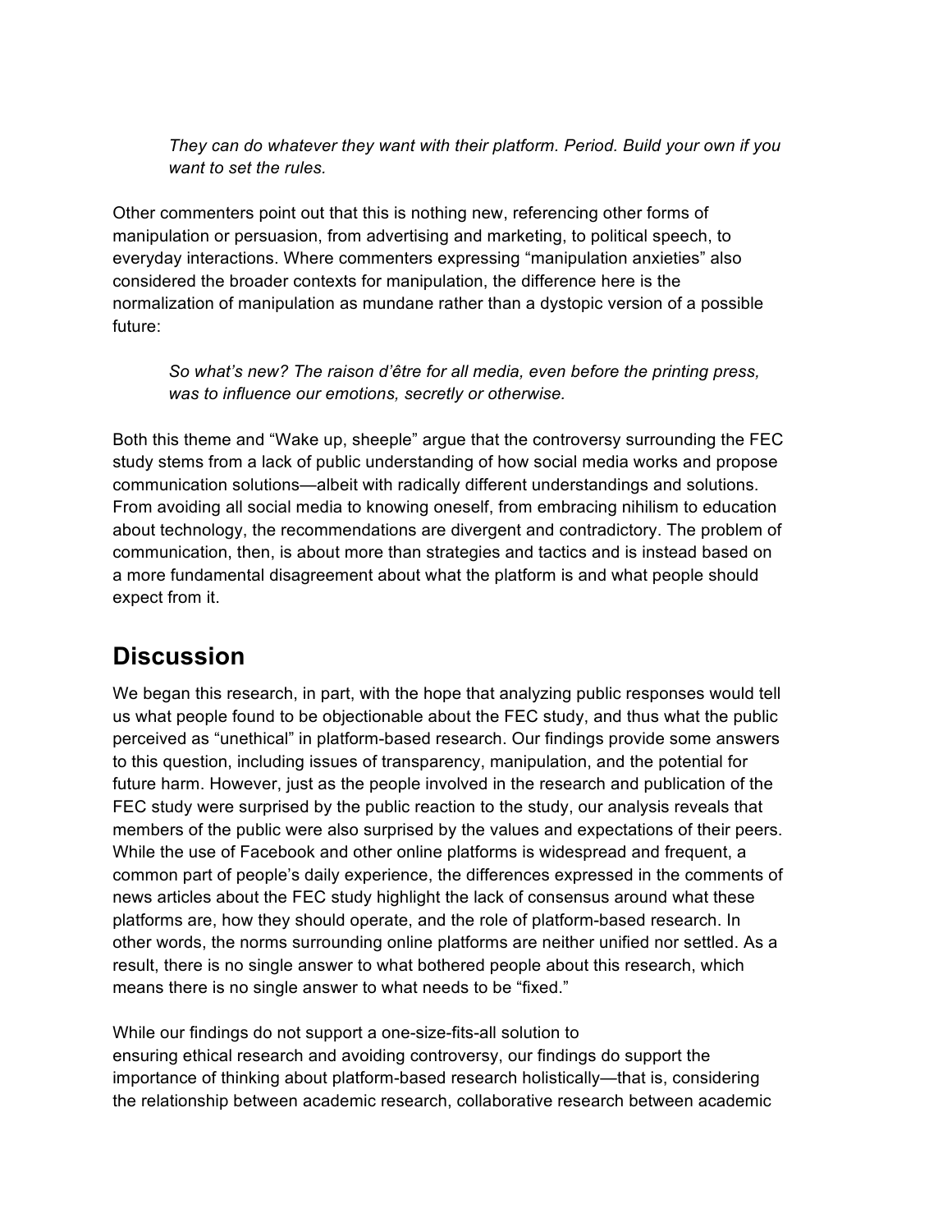*They can do whatever they want with their platform. Period. Build your own if you want to set the rules.*

Other commenters point out that this is nothing new, referencing other forms of manipulation or persuasion, from advertising and marketing, to political speech, to everyday interactions. Where commenters expressing “manipulation anxieties” also considered the broader contexts for manipulation, the difference here is the normalization of manipulation as mundane rather than a dystopic version of a possible future:

*So what’s new? The raison d’être for all media, even before the printing press, was to influence our emotions, secretly or otherwise.*

Both this theme and “Wake up, sheeple” argue that the controversy surrounding the FEC study stems from a lack of public understanding of how social media works and propose communication solutions—albeit with radically different understandings and solutions. From avoiding all social media to knowing oneself, from embracing nihilism to education about technology, the recommendations are divergent and contradictory. The problem of communication, then, is about more than strategies and tactics and is instead based on a more fundamental disagreement about what the platform is and what people should expect from it.

## Discussion

We began this research, in part, with the hope that analyzing public responses would tell us what people found to be objectionable about the FEC study, and thus what the public perceived as “unethical” in platform-based research. Our findings provide some answers to this question, including issues of transparency, manipulation, and the potential for future harm. However, just as the people involved in the research and publication of the FEC study were surprised by the public reaction to the study, our analysis reveals that members of the public were also surprised by the values and expectations of their peers. While the use of Facebook and other online platforms is widespread and frequent, a common part of people’s daily experience, the differences expressed in the comments of news articles about the FEC study highlight the lack of consensus around what these platforms are, how they should operate, and the role of platform-based research. In other words, the norms surrounding online platforms are neither unified nor settled. As a result, there is no single answer to what bothered people about this research, which means there is no single answer to what needs to be “fixed.”

While our findings do not support a one-size-fits-all solution to ensuring ethical research and avoiding controversy, our findings do support the importance of thinking about platform-based research holistically—that is, considering the relationship between academic research, collaborative research between academic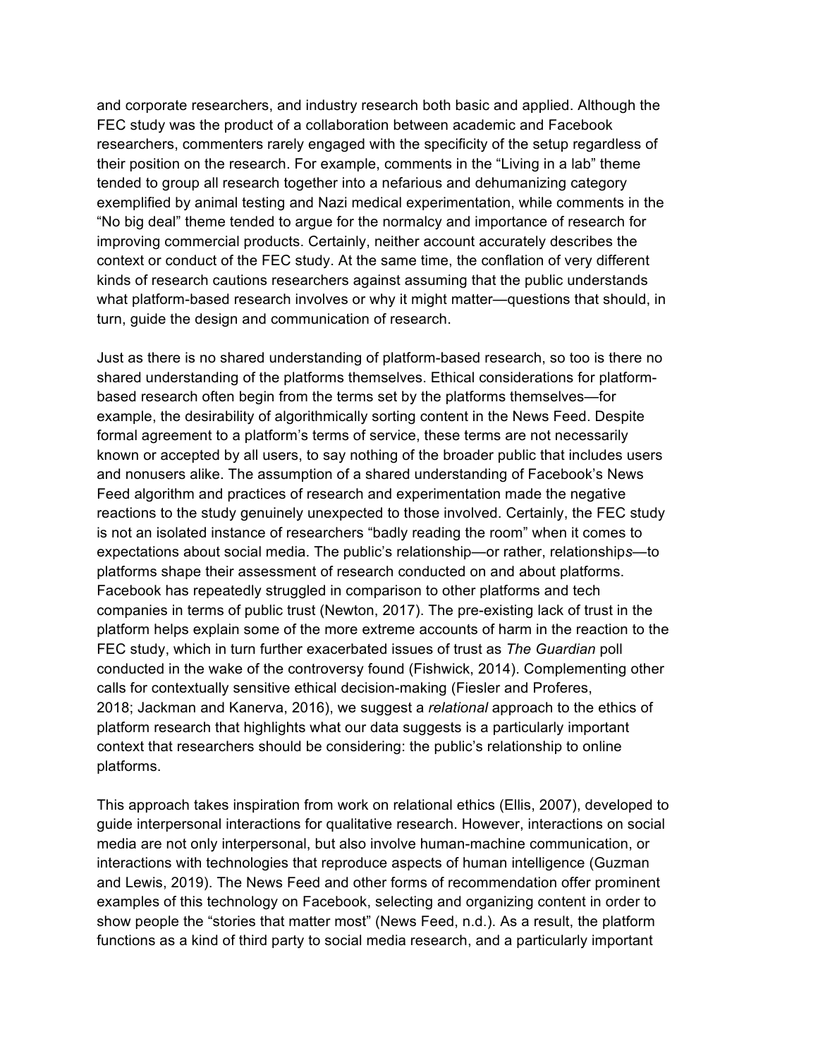and corporate researchers, and industry research both basic and applied. Although the FEC study was the product of a collaboration between academic and Facebook researchers, commenters rarely engaged with the specificity of the setup regardless of their position on the research. For example, comments in the “Living in a lab” theme tended to group all research together into a nefarious and dehumanizing category exemplified by animal testing and Nazi medical experimentation, while comments in the “No big deal” theme tended to argue for the normalcy and importance of research for improving commercial products. Certainly, neither account accurately describes the context or conduct of the FEC study. At the same time, the conflation of very different kinds of research cautions researchers against assuming that the public understands what platform-based research involves or why it might matter—questions that should, in turn, guide the design and communication of research.

Just as there is no shared understanding of platform-based research, so too is there no shared understanding of the platforms themselves. Ethical considerations for platform-based research often begin from the terms set by the platforms themselves—for example, the desirability of algorithmically sorting content in the News Feed. Despite formal agreement to a platform’s terms of service, these terms are not necessarily known or accepted by all users, to say nothing of the broader public that includes users and nonusers alike. The assumption of a shared understanding of Facebook’s News Feed algorithm and practices of research and experimentation made the negative reactions to the study genuinely unexpected to those involved. Certainly, the FEC study is not an isolated instance of researchers “badly reading the room” when it comes to expectations about social media. The public’s relationship—or rather, relationship*s*—to platforms shape their assessment of research conducted on and about platforms. Facebook has repeatedly struggled in comparison to other platforms and tech companies in terms of public trust (Newton, 2017). The pre-existing lack of trust in the platform helps explain some of the more extreme accounts of harm in the reaction to the FEC study, which in turn further exacerbated issues of trust as *The Guardian* poll conducted in the wake of the controversy found (Fishwick, 2014). Complementing other calls for contextually sensitive ethical decision-making (Fiesler and Proferes, 2018; Jackman and Kanerva, 2016), we suggest a *relational* approach to the ethics of platform research that highlights what our data suggests is a particularly important context that researchers should be considering: the public’s relationship to online platforms.

This approach takes inspiration from work on relational ethics (Ellis, 2007), developed to guide interpersonal interactions for qualitative research. However, interactions on social media are not only interpersonal, but also involve human-machine communication, or interactions with technologies that reproduce aspects of human intelligence (Guzman and Lewis, 2019). The News Feed and other forms of recommendation offer prominent examples of this technology on Facebook, selecting and organizing content in order to show people the “stories that matter most” (News Feed, n.d.). As a result, the platform functions as a kind of third party to social media research, and a particularly important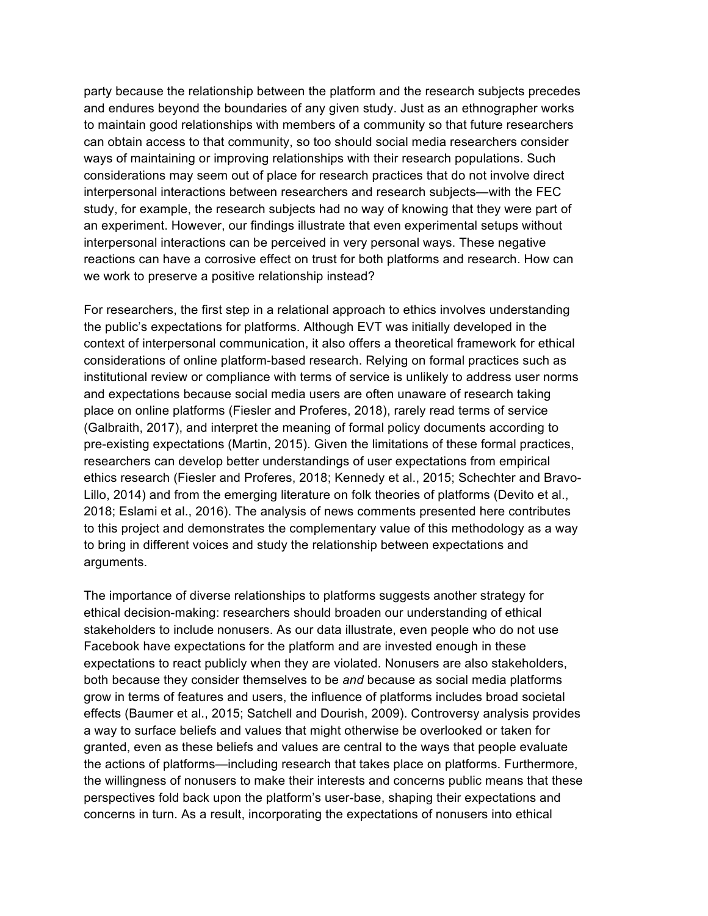party because the relationship between the platform and the research subjects precedes and endures beyond the boundaries of any given study. Just as an ethnographer works to maintain good relationships with members of a community so that future researchers can obtain access to that community, so too should social media researchers consider ways of maintaining or improving relationships with their research populations. Such considerations may seem out of place for research practices that do not involve direct interpersonal interactions between researchers and research subjects—with the FEC study, for example, the research subjects had no way of knowing that they were part of an experiment. However, our findings illustrate that even experimental setups without interpersonal interactions can be perceived in very personal ways. These negative reactions can have a corrosive effect on trust for both platforms and research. How can we work to preserve a positive relationship instead?

For researchers, the first step in a relational approach to ethics involves understanding the public's expectations for platforms. Although EVT was initially developed in the context of interpersonal communication, it also offers a theoretical framework for ethical considerations of online platform-based research. Relying on formal practices such as institutional review or compliance with terms of service is unlikely to address user norms and expectations because social media users are often unaware of research taking place on online platforms (Fiesler and Proferes, 2018), rarely read terms of service (Galbraith, 2017), and interpret the meaning of formal policy documents according to pre-existing expectations (Martin, 2015). Given the limitations of these formal practices, researchers can develop better understandings of user expectations from empirical ethics research (Fiesler and Proferes, 2018; Kennedy et al., 2015; Schechter and Bravo-Lillo, 2014) and from the emerging literature on folk theories of platforms (Devito et al., 2018; Eslami et al., 2016). The analysis of news comments presented here contributes to this project and demonstrates the complementary value of this methodology as a way to bring in different voices and study the relationship between expectations and arguments.

The importance of diverse relationships to platforms suggests another strategy for ethical decision-making: researchers should broaden our understanding of ethical stakeholders to include nonusers. As our data illustrate, even people who do not use Facebook have expectations for the platform and are invested enough in these expectations to react publicly when they are violated. Nonusers are also stakeholders, both because they consider themselves to be *and* because as social media platforms grow in terms of features and users, the influence of platforms includes broad societal effects (Baumer et al., 2015; Satchell and Dourish, 2009). Controversy analysis provides a way to surface beliefs and values that might otherwise be overlooked or taken for granted, even as these beliefs and values are central to the ways that people evaluate the actions of platforms—including research that takes place on platforms. Furthermore, the willingness of nonusers to make their interests and concerns public means that these perspectives fold back upon the platform's user-base, shaping their expectations and concerns in turn. As a result, incorporating the expectations of nonusers into ethical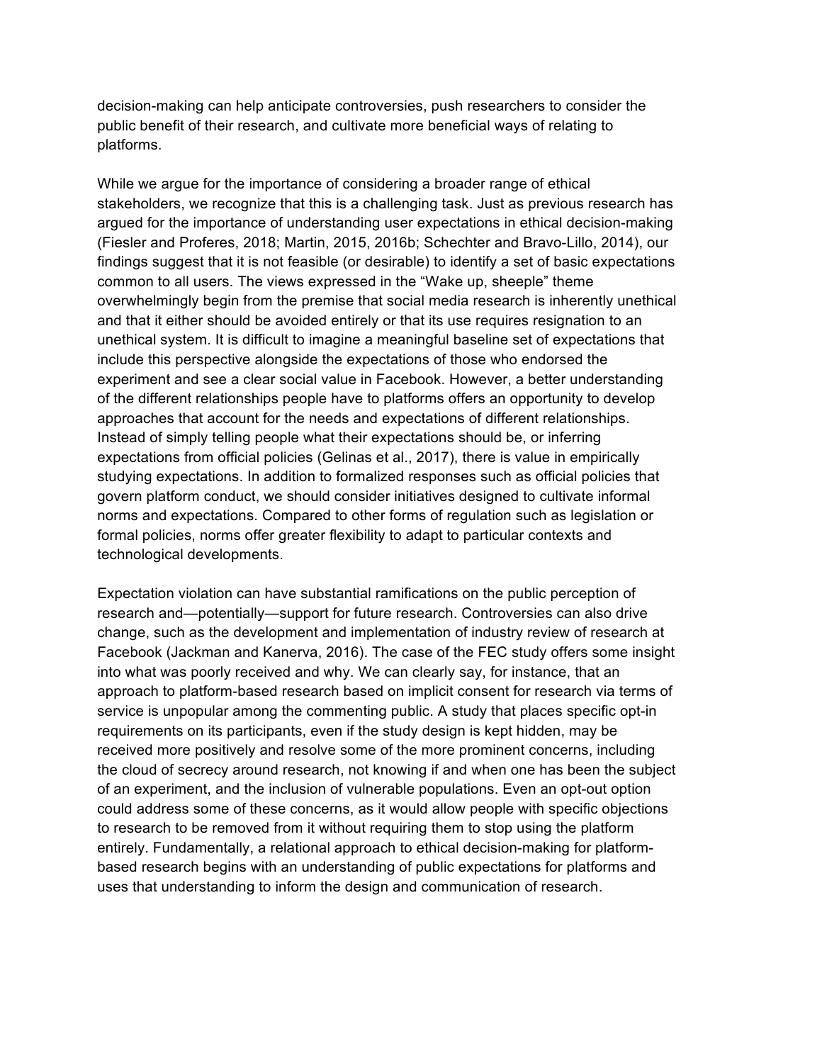decision-making can help anticipate controversies, push researchers to consider the public benefit of their research, and cultivate more beneficial ways of relating to platforms.

While we argue for the importance of considering a broader range of ethical stakeholders, we recognize that this is a challenging task. Just as previous research has argued for the importance of understanding user expectations in ethical decision-making (Fiesler and Proferes, 2018; Martin, 2015, 2016b; Schechter and Bravo-Lillo, 2014), our findings suggest that it is not feasible (or desirable) to identify a set of basic expectations common to all users. The views expressed in the "Wake up, sheeple" theme overwhelmingly begin from the premise that social media research is inherently unethical and that it either should be avoided entirely or that its use requires resignation to an unethical system. It is difficult to imagine a meaningful baseline set of expectations that include this perspective alongside the expectations of those who endorsed the experiment and see a clear social value in Facebook. However, a better understanding of the different relationships people have to platforms offers an opportunity to develop approaches that account for the needs and expectations of different relationships. Instead of simply telling people what their expectations should be, or inferring expectations from official policies (Gelinas et al., 2017), there is value in empirically studying expectations. In addition to formalized responses such as official policies that govern platform conduct, we should consider initiatives designed to cultivate informal norms and expectations. Compared to other forms of regulation such as legislation or formal policies, norms offer greater flexibility to adapt to particular contexts and technological developments.

Expectation violation can have substantial ramifications on the public perception of research and—potentially—support for future research. Controversies can also drive change, such as the development and implementation of industry review of research at Facebook (Jackman and Kanerva, 2016). The case of the FEC study offers some insight into what was poorly received and why. We can clearly say, for instance, that an approach to platform-based research based on implicit consent for research via terms of service is unpopular among the commenting public. A study that places specific opt-in requirements on its participants, even if the study design is kept hidden, may be received more positively and resolve some of the more prominent concerns, including the cloud of secrecy around research, not knowing if and when one has been the subject of an experiment, and the inclusion of vulnerable populations. Even an opt-out option could address some of these concerns, as it would allow people with specific objections to research to be removed from it without requiring them to stop using the platform entirely. Fundamentally, a relational approach to ethical decision-making for platform-based research begins with an understanding of public expectations for platforms and uses that understanding to inform the design and communication of research.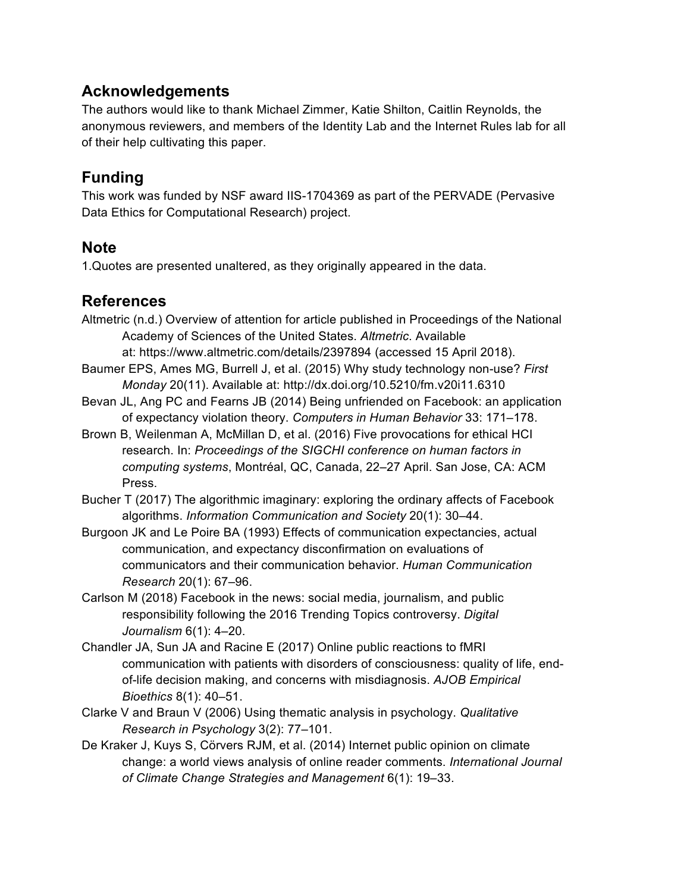## Acknowledgements

The authors would like to thank Michael Zimmer, Katie Shilton, Caitlin Reynolds, the anonymous reviewers, and members of the Identity Lab and the Internet Rules lab for all of their help cultivating this paper.

## Funding

This work was funded by NSF award IIS-1704369 as part of the PERVADE (Pervasive Data Ethics for Computational Research) project.

## Note

1.Quotes are presented unaltered, as they originally appeared in the data.

## References

Altmetric (n.d.) Overview of attention for article published in Proceedings of the National Academy of Sciences of the United States. *Altmetric*. Available at: https://www.altmetric.com/details/2397894 (accessed 15 April 2018).

Baumer EPS, Ames MG, Burrell J, et al. (2015) Why study technology non-use? *First Monday* 20(11). Available at: http://dx.doi.org/10.5210/fm.v20i11.6310

Bevan JL, Ang PC and Fearns JB (2014) Being unfriended on Facebook: an application of expectancy violation theory. *Computers in Human Behavior* 33: 171–178.

Brown B, Weilenman A, McMillan D, et al. (2016) Five provocations for ethical HCI research. In: *Proceedings of the SIGCHI conference on human factors in computing systems*, Montréal, QC, Canada, 22–27 April. San Jose, CA: ACM Press.

Bucher T (2017) The algorithmic imaginary: exploring the ordinary affects of Facebook algorithms. *Information Communication and Society* 20(1): 30–44.

Burgoon JK and Le Poire BA (1993) Effects of communication expectancies, actual communication, and expectancy disconfirmation on evaluations of communicators and their communication behavior. *Human Communication Research* 20(1): 67–96.

Carlson M (2018) Facebook in the news: social media, journalism, and public responsibility following the 2016 Trending Topics controversy. *Digital Journalism* 6(1): 4–20.

Chandler JA, Sun JA and Racine E (2017) Online public reactions to fMRI communication with patients with disorders of consciousness: quality of life, end-of-life decision making, and concerns with misdiagnosis. *AJOB Empirical Bioethics* 8(1): 40–51.

Clarke V and Braun V (2006) Using thematic analysis in psychology. *Qualitative Research in Psychology* 3(2): 77–101.

De Kraker J, Kuys S, Cörvers RJM, et al. (2014) Internet public opinion on climate change: a world views analysis of online reader comments. *International Journal of Climate Change Strategies and Management* 6(1): 19–33.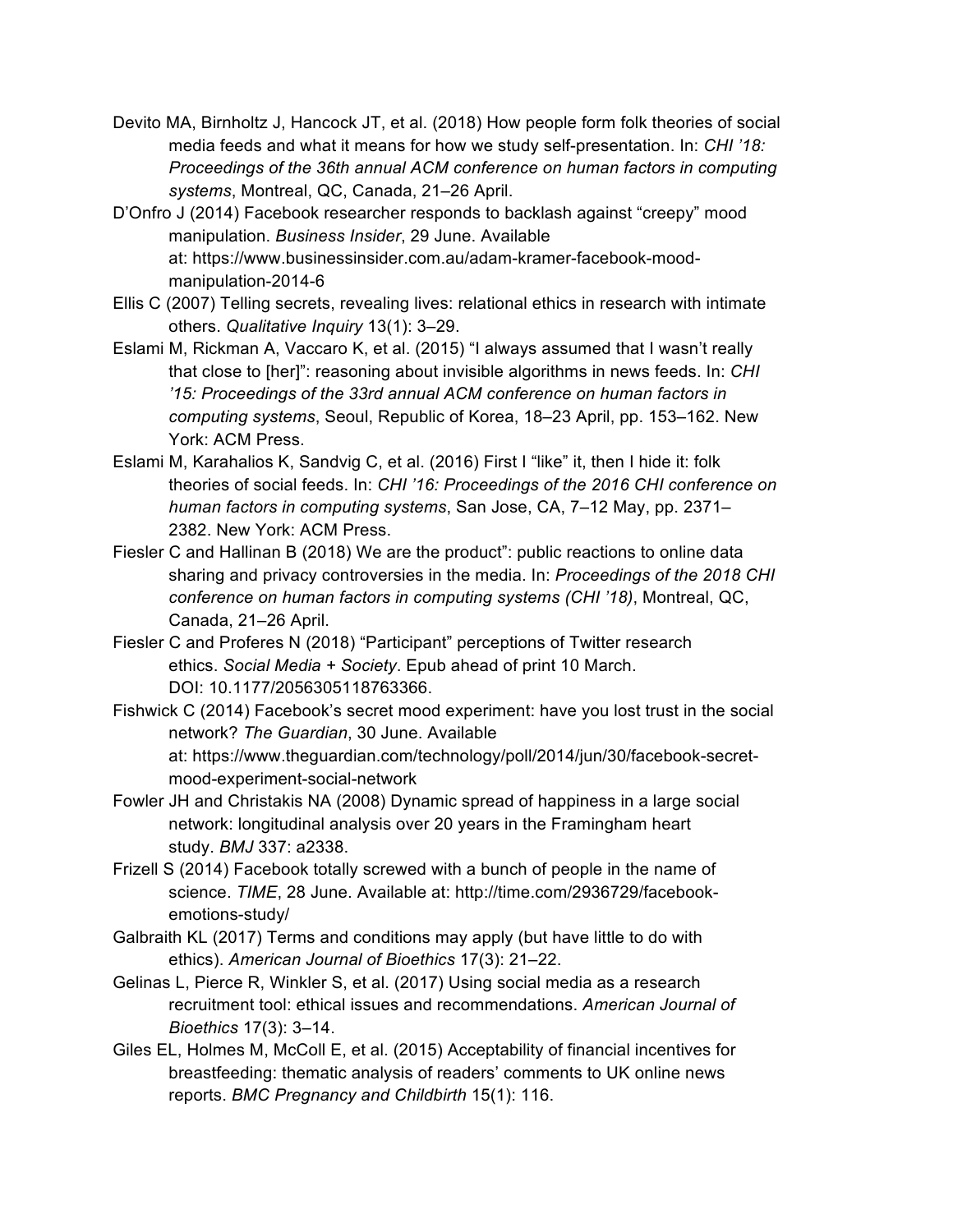Devito MA, Birnholtz J, Hancock JT, et al. (2018) How people form folk theories of social media feeds and what it means for how we study self-presentation. In: *CHI '18: Proceedings of the 36th annual ACM conference on human factors in computing systems*, Montreal, QC, Canada, 21–26 April.

D'Onfro J (2014) Facebook researcher responds to backlash against "creepy" mood manipulation. *Business Insider*, 29 June. Available at: https://www.businessinsider.com.au/adam-kramer-facebook-mood-manipulation-2014-6

Ellis C (2007) Telling secrets, revealing lives: relational ethics in research with intimate others. *Qualitative Inquiry* 13(1): 3–29.

Eslami M, Rickman A, Vaccaro K, et al. (2015) "I always assumed that I wasn't really that close to [her]": reasoning about invisible algorithms in news feeds. In: *CHI '15: Proceedings of the 33rd annual ACM conference on human factors in computing systems*, Seoul, Republic of Korea, 18–23 April, pp. 153–162. New York: ACM Press.

Eslami M, Karahalios K, Sandvig C, et al. (2016) First I "like" it, then I hide it: folk theories of social feeds. In: *CHI '16: Proceedings of the 2016 CHI conference on human factors in computing systems*, San Jose, CA, 7–12 May, pp. 2371–2382. New York: ACM Press.

Fiesler C and Hallinan B (2018) We are the product": public reactions to online data sharing and privacy controversies in the media. In: *Proceedings of the 2018 CHI conference on human factors in computing systems (CHI '18)*, Montreal, QC, Canada, 21–26 April.

Fiesler C and Proferes N (2018) "Participant" perceptions of Twitter research ethics. *Social Media + Society*. Epub ahead of print 10 March. DOI: 10.1177/2056305118763366.

Fishwick C (2014) Facebook's secret mood experiment: have you lost trust in the social network? *The Guardian*, 30 June. Available at: https://www.theguardian.com/technology/poll/2014/jun/30/facebook-secret-mood-experiment-social-network

Fowler JH and Christakis NA (2008) Dynamic spread of happiness in a large social network: longitudinal analysis over 20 years in the Framingham heart study. *BMJ* 337: a2338.

Frizell S (2014) Facebook totally screwed with a bunch of people in the name of science. *TIME*, 28 June. Available at: http://time.com/2936729/facebook-emotions-study/

Galbraith KL (2017) Terms and conditions may apply (but have little to do with ethics). *American Journal of Bioethics* 17(3): 21–22.

Gelinas L, Pierce R, Winkler S, et al. (2017) Using social media as a research recruitment tool: ethical issues and recommendations. *American Journal of Bioethics* 17(3): 3–14.

Giles EL, Holmes M, McColl E, et al. (2015) Acceptability of financial incentives for breastfeeding: thematic analysis of readers' comments to UK online news reports. *BMC Pregnancy and Childbirth* 15(1): 116.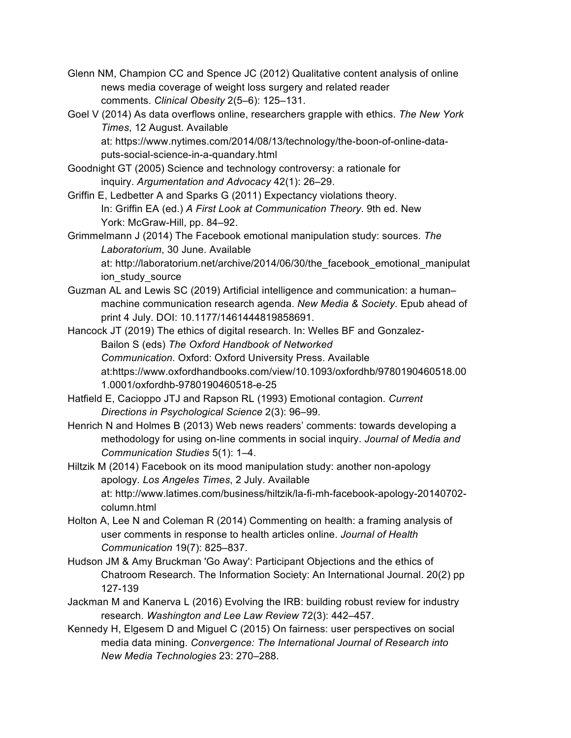Glenn NM, Champion CC and Spence JC (2012) Qualitative content analysis of online news media coverage of weight loss surgery and related reader comments. *Clinical Obesity* 2(5–6): 125–131.

Goel V (2014) As data overflows online, researchers grapple with ethics. *The New York Times*, 12 August. Available at: https://www.nytimes.com/2014/08/13/technology/the-boon-of-online-data-puts-social-science-in-a-quandary.html

Goodnight GT (2005) Science and technology controversy: a rationale for inquiry. *Argumentation and Advocacy* 42(1): 26–29.

Griffin E, Ledbetter A and Sparks G (2011) Expectancy violations theory. In: Griffin EA (ed.) *A First Look at Communication Theory*. 9th ed. New York: McGraw-Hill, pp. 84–92.

Grimmelmann J (2014) The Facebook emotional manipulation study: sources. *The Laboratorium*, 30 June. Available at: http://laboratorium.net/archive/2014/06/30/the_facebook_emotional_manipulation_study_source

Guzman AL and Lewis SC (2019) Artificial intelligence and communication: a human–machine communication research agenda. *New Media & Society*. Epub ahead of print 4 July. DOI: 10.1177/1461444819858691.

Hancock JT (2019) The ethics of digital research. In: Welles BF and Gonzalez-Bailon S (eds) *The Oxford Handbook of Networked Communication*. Oxford: Oxford University Press. Available at:https://www.oxfordhandbooks.com/view/10.1093/oxfordhb/9780190460518.001.0001/oxfordhb-9780190460518-e-25

Hatfield E, Cacioppo JTJ and Rapson RL (1993) Emotional contagion. *Current Directions in Psychological Science* 2(3): 96–99.

Henrich N and Holmes B (2013) Web news readers' comments: towards developing a methodology for using on-line comments in social inquiry. *Journal of Media and Communication Studies* 5(1): 1–4.

Hiltzik M (2014) Facebook on its mood manipulation study: another non-apology apology. *Los Angeles Times*, 2 July. Available at: http://www.latimes.com/business/hiltzik/la-fi-mh-facebook-apology-20140702-column.html

Holton A, Lee N and Coleman R (2014) Commenting on health: a framing analysis of user comments in response to health articles online. *Journal of Health Communication* 19(7): 825–837.

Hudson JM & Amy Bruckman 'Go Away': Participant Objections and the ethics of Chatroom Research. The Information Society: An International Journal. 20(2) pp 127-139

Jackman M and Kanerva L (2016) Evolving the IRB: building robust review for industry research. *Washington and Lee Law Review* 72(3): 442–457.

Kennedy H, Elgesem D and Miguel C (2015) On fairness: user perspectives on social media data mining. *Convergence: The International Journal of Research into New Media Technologies* 23: 270–288.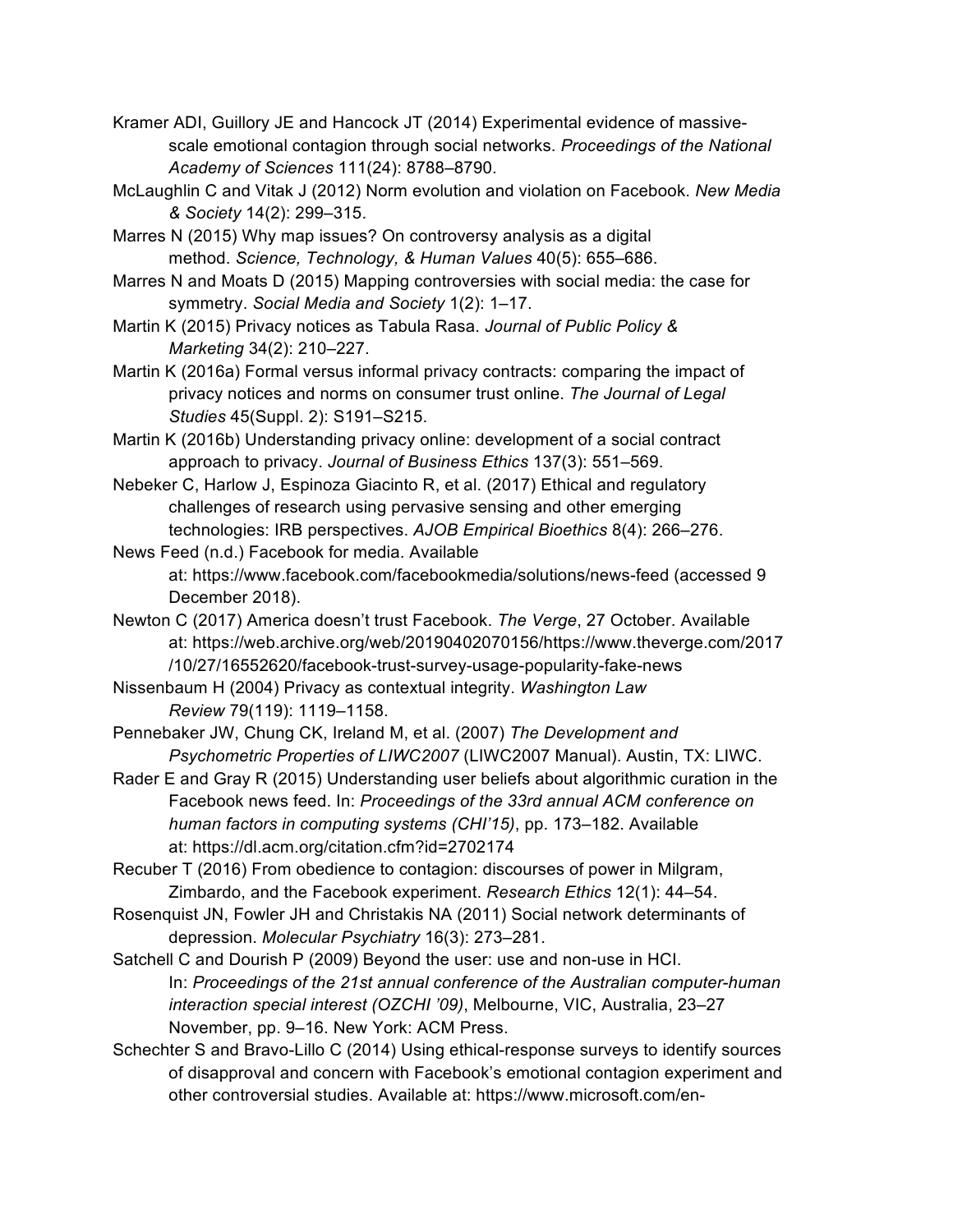Kramer ADI, Guillory JE and Hancock JT (2014) Experimental evidence of massive-scale emotional contagion through social networks. *Proceedings of the National Academy of Sciences* 111(24): 8788–8790.

McLaughlin C and Vitak J (2012) Norm evolution and violation on Facebook. *New Media & Society* 14(2): 299–315.

Marres N (2015) Why map issues? On controversy analysis as a digital method. *Science, Technology, & Human Values* 40(5): 655–686.

Marres N and Moats D (2015) Mapping controversies with social media: the case for symmetry. *Social Media and Society* 1(2): 1–17.

Martin K (2015) Privacy notices as Tabula Rasa. *Journal of Public Policy & Marketing* 34(2): 210–227.

Martin K (2016a) Formal versus informal privacy contracts: comparing the impact of privacy notices and norms on consumer trust online. *The Journal of Legal Studies* 45(Suppl. 2): S191–S215.

Martin K (2016b) Understanding privacy online: development of a social contract approach to privacy. *Journal of Business Ethics* 137(3): 551–569.

Nebeker C, Harlow J, Espinoza Giacinto R, et al. (2017) Ethical and regulatory challenges of research using pervasive sensing and other emerging technologies: IRB perspectives. *AJOB Empirical Bioethics* 8(4): 266–276.

News Feed (n.d.) Facebook for media. Available at: https://www.facebook.com/facebookmedia/solutions/news-feed (accessed 9 December 2018).

Newton C (2017) America doesn't trust Facebook. *The Verge*, 27 October. Available at: https://web.archive.org/web/20190402070156/https://www.theverge.com/2017/10/27/16552620/facebook-trust-survey-usage-popularity-fake-news

Nissenbaum H (2004) Privacy as contextual integrity. *Washington Law Review* 79(119): 1119–1158.

Pennebaker JW, Chung CK, Ireland M, et al. (2007) *The Development and Psychometric Properties of LIWC2007* (LIWC2007 Manual). Austin, TX: LIWC.

Rader E and Gray R (2015) Understanding user beliefs about algorithmic curation in the Facebook news feed. In: *Proceedings of the 33rd annual ACM conference on human factors in computing systems (CHI'15)*, pp. 173–182. Available at: https://dl.acm.org/citation.cfm?id=2702174

Recuber T (2016) From obedience to contagion: discourses of power in Milgram, Zimbardo, and the Facebook experiment. *Research Ethics* 12(1): 44–54.

Rosenquist JN, Fowler JH and Christakis NA (2011) Social network determinants of depression. *Molecular Psychiatry* 16(3): 273–281.

Satchell C and Dourish P (2009) Beyond the user: use and non-use in HCI. In: *Proceedings of the 21st annual conference of the Australian computer-human interaction special interest (OZCHI '09)*, Melbourne, VIC, Australia, 23–27 November, pp. 9–16. New York: ACM Press.

Schechter S and Bravo-Lillo C (2014) Using ethical-response surveys to identify sources of disapproval and concern with Facebook's emotional contagion experiment and other controversial studies. Available at: https://www.microsoft.com/en-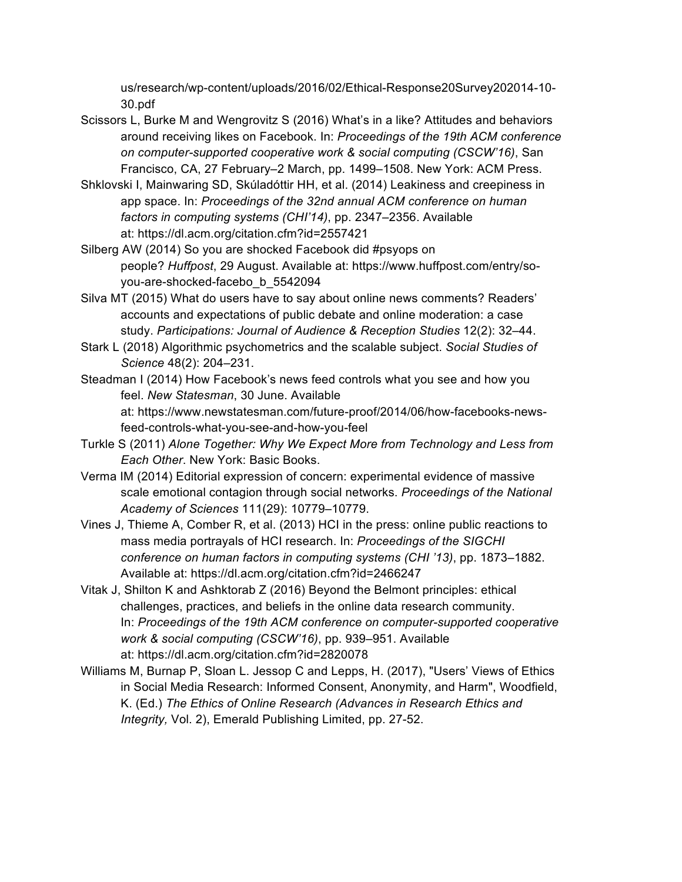us/research/wp-content/uploads/2016/02/Ethical-Response20Survey202014-10-30.pdf

Scissors L, Burke M and Wengrovitz S (2016) What's in a like? Attitudes and behaviors around receiving likes on Facebook. In: *Proceedings of the 19th ACM conference on computer-supported cooperative work & social computing (CSCW'16)*, San Francisco, CA, 27 February–2 March, pp. 1499–1508. New York: ACM Press.

Shklovski I, Mainwaring SD, Skúladóttir HH, et al. (2014) Leakiness and creepiness in app space. In: *Proceedings of the 32nd annual ACM conference on human factors in computing systems (CHI'14)*, pp. 2347–2356. Available at: https://dl.acm.org/citation.cfm?id=2557421

Silberg AW (2014) So you are shocked Facebook did #psyops on people? *Huffpost*, 29 August. Available at: https://www.huffpost.com/entry/so-you-are-shocked-facebo_b_5542094

Silva MT (2015) What do users have to say about online news comments? Readers' accounts and expectations of public debate and online moderation: a case study. *Participations: Journal of Audience & Reception Studies* 12(2): 32–44.

Stark L (2018) Algorithmic psychometrics and the scalable subject. *Social Studies of Science* 48(2): 204–231.

Steadman I (2014) How Facebook's news feed controls what you see and how you feel. *New Statesman*, 30 June. Available at: https://www.newstatesman.com/future-proof/2014/06/how-facebooks-news-feed-controls-what-you-see-and-how-you-feel

Turkle S (2011) *Alone Together: Why We Expect More from Technology and Less from Each Other*. New York: Basic Books.

Verma IM (2014) Editorial expression of concern: experimental evidence of massive scale emotional contagion through social networks. *Proceedings of the National Academy of Sciences* 111(29): 10779–10779.

Vines J, Thieme A, Comber R, et al. (2013) HCI in the press: online public reactions to mass media portrayals of HCI research. In: *Proceedings of the SIGCHI conference on human factors in computing systems (CHI '13)*, pp. 1873–1882. Available at: https://dl.acm.org/citation.cfm?id=2466247

Vitak J, Shilton K and Ashktorab Z (2016) Beyond the Belmont principles: ethical challenges, practices, and beliefs in the online data research community. In: *Proceedings of the 19th ACM conference on computer-supported cooperative work & social computing (CSCW'16)*, pp. 939–951. Available at: https://dl.acm.org/citation.cfm?id=2820078

Williams M, Burnap P, Sloan L. Jessop C and Lepps, H. (2017), "Users' Views of Ethics in Social Media Research: Informed Consent, Anonymity, and Harm", Woodfield, K. (Ed.) *The Ethics of Online Research (Advances in Research Ethics and Integrity,* Vol. 2), Emerald Publishing Limited, pp. 27-52.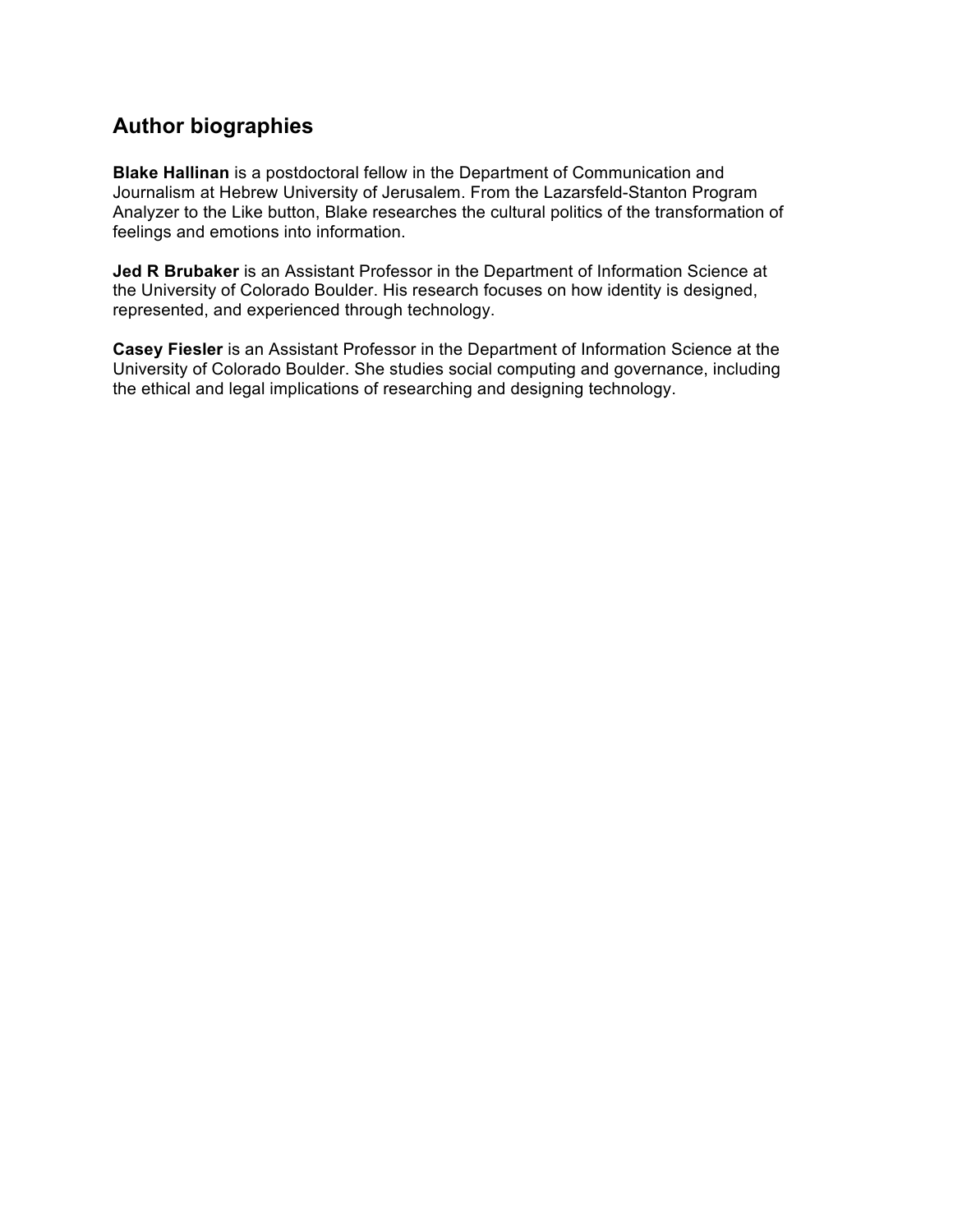## Author biographies

**Blake Hallinan** is a postdoctoral fellow in the Department of Communication and Journalism at Hebrew University of Jerusalem. From the Lazarsfeld-Stanton Program Analyzer to the Like button, Blake researches the cultural politics of the transformation of feelings and emotions into information.

**Jed R Brubaker** is an Assistant Professor in the Department of Information Science at the University of Colorado Boulder. His research focuses on how identity is designed, represented, and experienced through technology.

**Casey Fiesler** is an Assistant Professor in the Department of Information Science at the University of Colorado Boulder. She studies social computing and governance, including the ethical and legal implications of researching and designing technology.